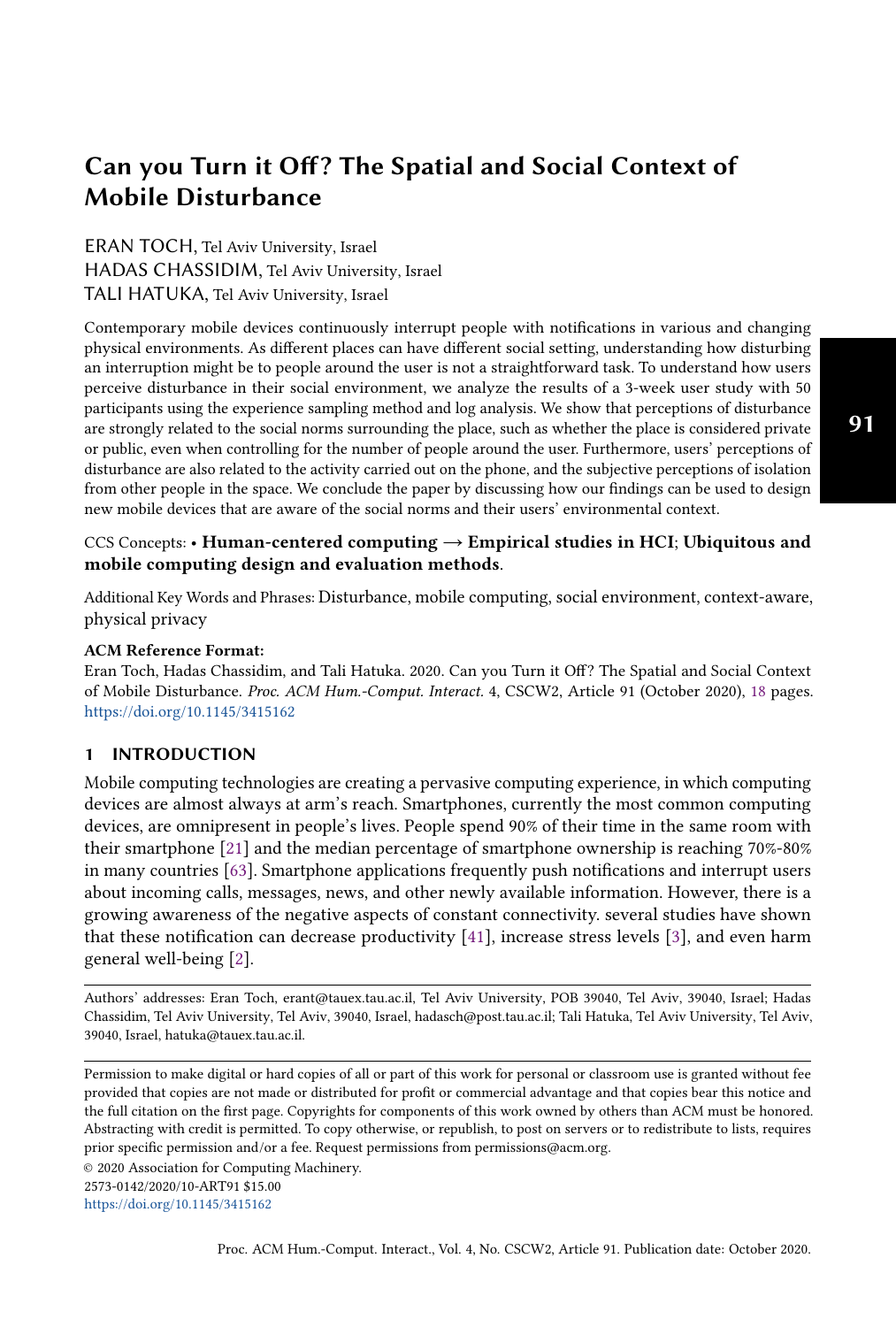# Can you Turn it Off? The Spatial and Social Context of Mobile Disturbance

ERAN TOCH, Tel Aviv University, Israel
HADAS CHASSIDIM, Tel Aviv University, Israel
TALI HATUKA, Tel Aviv University, Israel

Contemporary mobile devices continuously interrupt people with notifications in various and changing physical environments. As different places can have different social setting, understanding how disturbing an interruption might be to people around the user is not a straightforward task. To understand how users perceive disturbance in their social environment, we analyze the results of a 3-week user study with 50 participants using the experience sampling method and log analysis. We show that perceptions of disturbance are strongly related to the social norms surrounding the place, such as whether the place is considered private or public, even when controlling for the number of people around the user. Furthermore, users' perceptions of disturbance are also related to the activity carried out on the phone, and the subjective perceptions of isolation from other people in the space. We conclude the paper by discussing how our findings can be used to design new mobile devices that are aware of the social norms and their users' environmental context.

CCS Concepts: • **Human-centered computing → Empirical studies in HCI**; **Ubiquitous and mobile computing design and evaluation methods**.

Additional Key Words and Phrases: Disturbance, mobile computing, social environment, context-aware, physical privacy

**ACM Reference Format:**
Eran Toch, Hadas Chassidim, and Tali Hatuka. 2020. Can you Turn it Off? The Spatial and Social Context of Mobile Disturbance. *Proc. ACM Hum.-Comput. Interact.* 4, CSCW2, Article 91 (October 2020), 18 pages. https://doi.org/10.1145/3415162

## 1 INTRODUCTION

Mobile computing technologies are creating a pervasive computing experience, in which computing devices are almost always at arm's reach. Smartphones, currently the most common computing devices, are omnipresent in people's lives. People spend 90% of their time in the same room with their smartphone [21] and the median percentage of smartphone ownership is reaching 70%-80% in many countries [63]. Smartphone applications frequently push notifications and interrupt users about incoming calls, messages, news, and other newly available information. However, there is a growing awareness of the negative aspects of constant connectivity. several studies have shown that these notification can decrease productivity [41], increase stress levels [3], and even harm general well-being [2].

Authors' addresses: Eran Toch, erant@tauex.tau.ac.il, Tel Aviv University, POB 39040, Tel Aviv, 39040, Israel; Hadas Chassidim, Tel Aviv University, Tel Aviv, 39040, Israel, hadasch@post.tau.ac.il; Tali Hatuka, Tel Aviv University, Tel Aviv, 39040, Israel, hatuka@tauex.tau.ac.il.

Permission to make digital or hard copies of all or part of this work for personal or classroom use is granted without fee provided that copies are not made or distributed for profit or commercial advantage and that copies bear this notice and the full citation on the first page. Copyrights for components of this work owned by others than ACM must be honored. Abstracting with credit is permitted. To copy otherwise, or republish, to post on servers or to redistribute to lists, requires prior specific permission and/or a fee. Request permissions from permissions@acm.org.
© 2020 Association for Computing Machinery.
2573-0142/2020/10-ART91 $15.00
https://doi.org/10.1145/3415162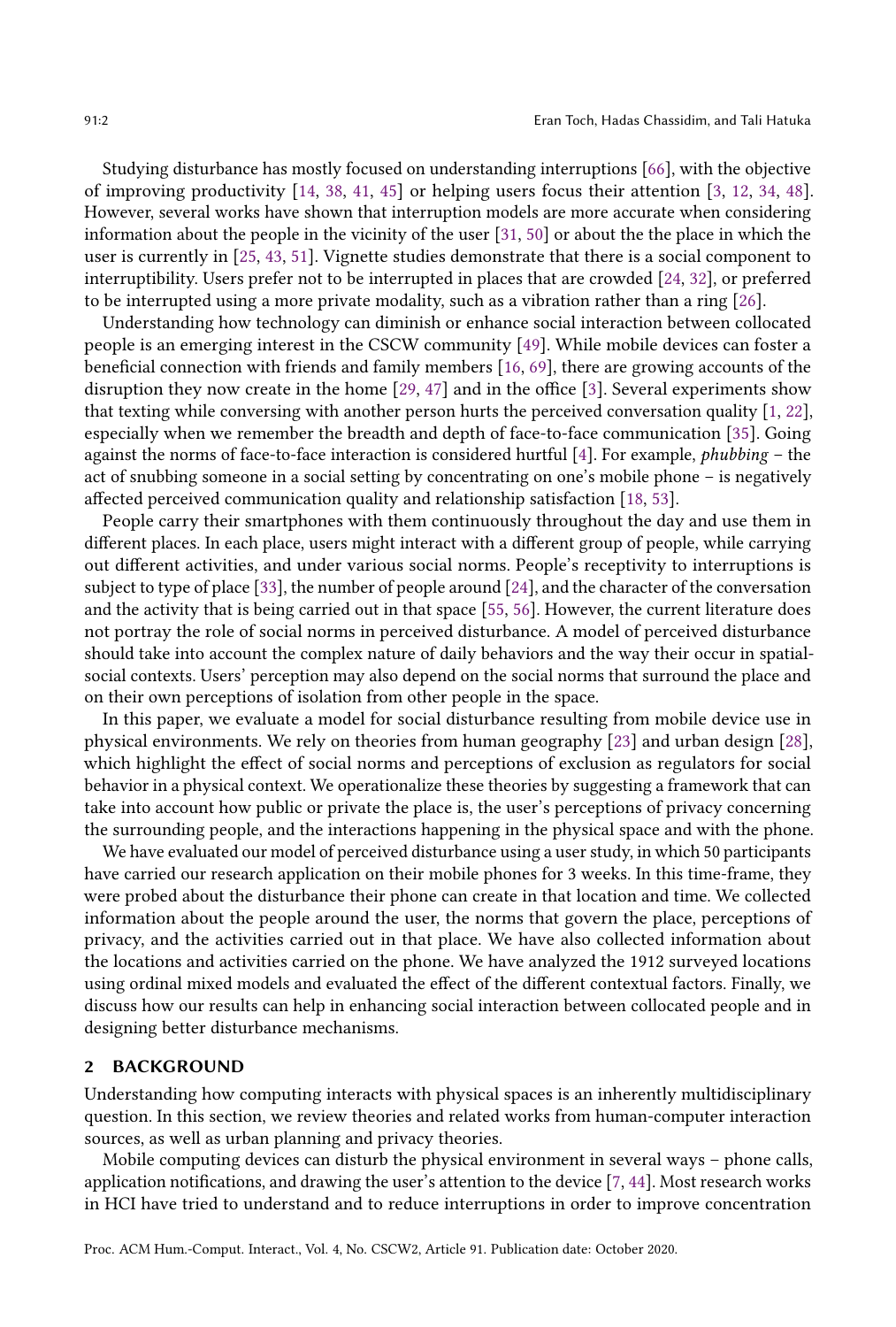Studying disturbance has mostly focused on understanding interruptions [66], with the objective of improving productivity [14, 38, 41, 45] or helping users focus their attention [3, 12, 34, 48]. However, several works have shown that interruption models are more accurate when considering information about the people in the vicinity of the user [31, 50] or about the the place in which the user is currently in [25, 43, 51]. Vignette studies demonstrate that there is a social component to interruptibility. Users prefer not to be interrupted in places that are crowded [24, 32], or preferred to be interrupted using a more private modality, such as a vibration rather than a ring [26].

Understanding how technology can diminish or enhance social interaction between collocated people is an emerging interest in the CSCW community [49]. While mobile devices can foster a beneficial connection with friends and family members [16, 69], there are growing accounts of the disruption they now create in the home [29, 47] and in the office [3]. Several experiments show that texting while conversing with another person hurts the perceived conversation quality [1, 22], especially when we remember the breadth and depth of face-to-face communication [35]. Going against the norms of face-to-face interaction is considered hurtful [4]. For example, *phubbing* – the act of snubbing someone in a social setting by concentrating on one's mobile phone – is negatively affected perceived communication quality and relationship satisfaction [18, 53].

People carry their smartphones with them continuously throughout the day and use them in different places. In each place, users might interact with a different group of people, while carrying out different activities, and under various social norms. People's receptivity to interruptions is subject to type of place [33], the number of people around [24], and the character of the conversation and the activity that is being carried out in that space [55, 56]. However, the current literature does not portray the role of social norms in perceived disturbance. A model of perceived disturbance should take into account the complex nature of daily behaviors and the way their occur in spatial-social contexts. Users' perception may also depend on the social norms that surround the place and on their own perceptions of isolation from other people in the space.

In this paper, we evaluate a model for social disturbance resulting from mobile device use in physical environments. We rely on theories from human geography [23] and urban design [28], which highlight the effect of social norms and perceptions of exclusion as regulators for social behavior in a physical context. We operationalize these theories by suggesting a framework that can take into account how public or private the place is, the user's perceptions of privacy concerning the surrounding people, and the interactions happening in the physical space and with the phone.

We have evaluated our model of perceived disturbance using a user study, in which 50 participants have carried our research application on their mobile phones for 3 weeks. In this time-frame, they were probed about the disturbance their phone can create in that location and time. We collected information about the people around the user, the norms that govern the place, perceptions of privacy, and the activities carried out in that place. We have also collected information about the locations and activities carried on the phone. We have analyzed the 1912 surveyed locations using ordinal mixed models and evaluated the effect of the different contextual factors. Finally, we discuss how our results can help in enhancing social interaction between collocated people and in designing better disturbance mechanisms.

## 2 BACKGROUND

Understanding how computing interacts with physical spaces is an inherently multidisciplinary question. In this section, we review theories and related works from human-computer interaction sources, as well as urban planning and privacy theories.

Mobile computing devices can disturb the physical environment in several ways – phone calls, application notifications, and drawing the user's attention to the device [7, 44]. Most research works in HCI have tried to understand and to reduce interruptions in order to improve concentration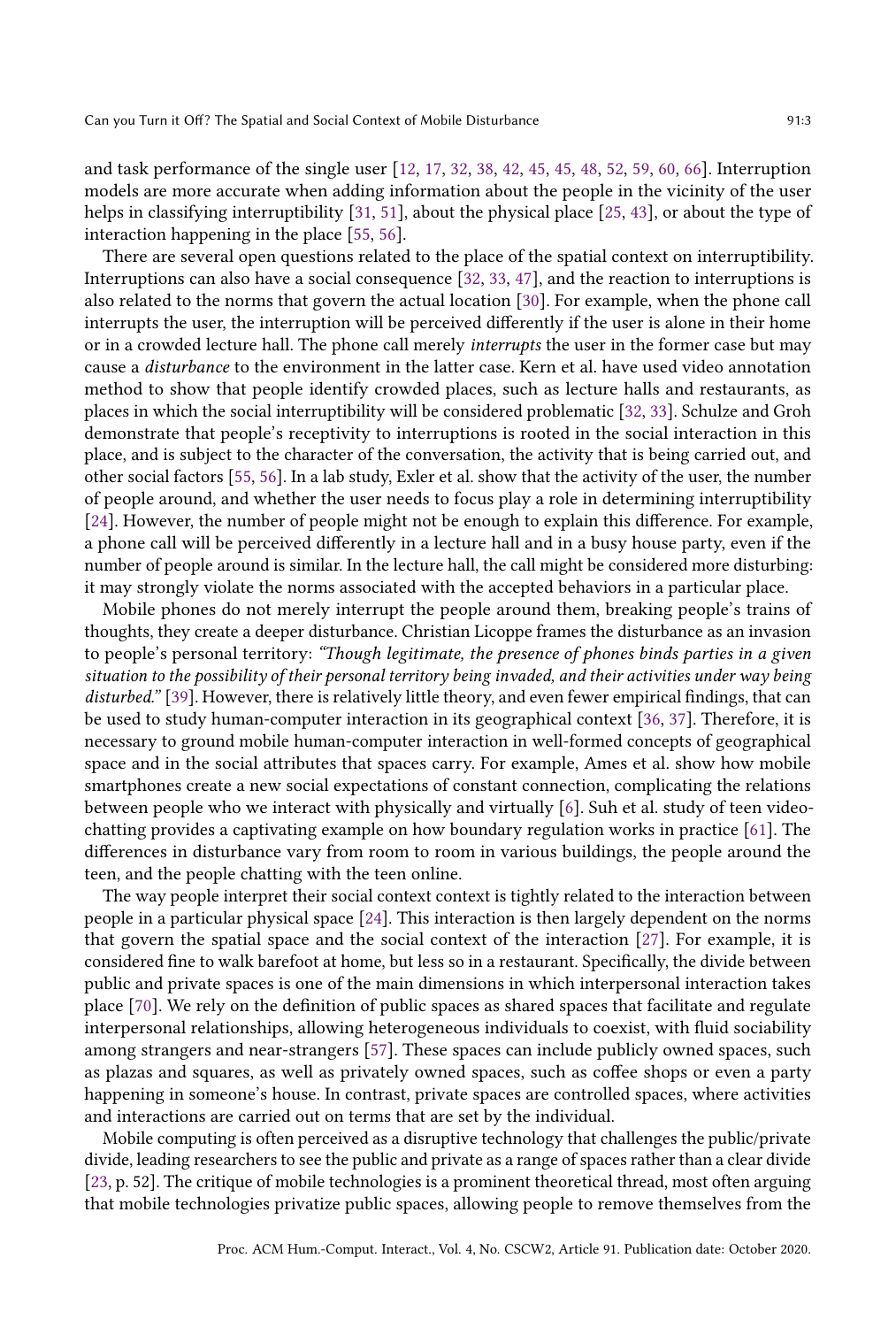and task performance of the single user [12, 17, 32, 38, 42, 45, 45, 48, 52, 59, 60, 66]. Interruption models are more accurate when adding information about the people in the vicinity of the user helps in classifying interruptibility [31, 51], about the physical place [25, 43], or about the type of interaction happening in the place [55, 56].

There are several open questions related to the place of the spatial context on interruptibility. Interruptions can also have a social consequence [32, 33, 47], and the reaction to interruptions is also related to the norms that govern the actual location [30]. For example, when the phone call interrupts the user, the interruption will be perceived differently if the user is alone in their home or in a crowded lecture hall. The phone call merely *interrupts* the user in the former case but may cause a *disturbance* to the environment in the latter case. Kern et al. have used video annotation method to show that people identify crowded places, such as lecture halls and restaurants, as places in which the social interruptibility will be considered problematic [32, 33]. Schulze and Groh demonstrate that people's receptivity to interruptions is rooted in the social interaction in this place, and is subject to the character of the conversation, the activity that is being carried out, and other social factors [55, 56]. In a lab study, Exler et al. show that the activity of the user, the number of people around, and whether the user needs to focus play a role in determining interruptibility [24]. However, the number of people might not be enough to explain this difference. For example, a phone call will be perceived differently in a lecture hall and in a busy house party, even if the number of people around is similar. In the lecture hall, the call might be considered more disturbing: it may strongly violate the norms associated with the accepted behaviors in a particular place.

Mobile phones do not merely interrupt the people around them, breaking people's trains of thoughts, they create a deeper disturbance. Christian Licoppe frames the disturbance as an invasion to people's personal territory: *"Though legitimate, the presence of phones binds parties in a given situation to the possibility of their personal territory being invaded, and their activities under way being disturbed."* [39]. However, there is relatively little theory, and even fewer empirical findings, that can be used to study human-computer interaction in its geographical context [36, 37]. Therefore, it is necessary to ground mobile human-computer interaction in well-formed concepts of geographical space and in the social attributes that spaces carry. For example, Ames et al. show how mobile smartphones create a new social expectations of constant connection, complicating the relations between people who we interact with physically and virtually [6]. Suh et al. study of teen video-chatting provides a captivating example on how boundary regulation works in practice [61]. The differences in disturbance vary from room to room in various buildings, the people around the teen, and the people chatting with the teen online.

The way people interpret their social context context is tightly related to the interaction between people in a particular physical space [24]. This interaction is then largely dependent on the norms that govern the spatial space and the social context of the interaction [27]. For example, it is considered fine to walk barefoot at home, but less so in a restaurant. Specifically, the divide between public and private spaces is one of the main dimensions in which interpersonal interaction takes place [70]. We rely on the definition of public spaces as shared spaces that facilitate and regulate interpersonal relationships, allowing heterogeneous individuals to coexist, with fluid sociability among strangers and near-strangers [57]. These spaces can include publicly owned spaces, such as plazas and squares, as well as privately owned spaces, such as coffee shops or even a party happening in someone's house. In contrast, private spaces are controlled spaces, where activities and interactions are carried out on terms that are set by the individual.

Mobile computing is often perceived as a disruptive technology that challenges the public/private divide, leading researchers to see the public and private as a range of spaces rather than a clear divide [23, p. 52]. The critique of mobile technologies is a prominent theoretical thread, most often arguing that mobile technologies privatize public spaces, allowing people to remove themselves from the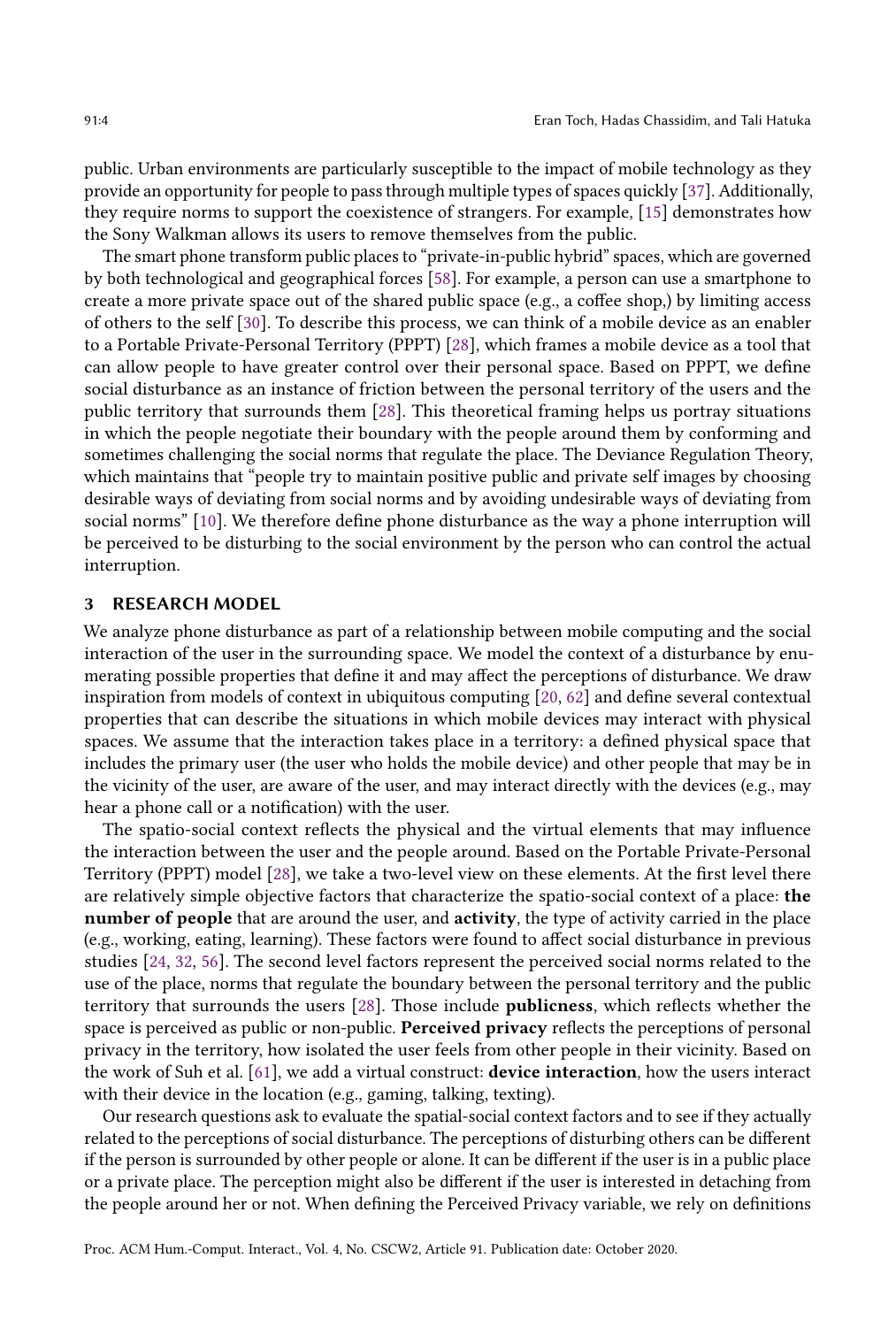public. Urban environments are particularly susceptible to the impact of mobile technology as they provide an opportunity for people to pass through multiple types of spaces quickly [37]. Additionally, they require norms to support the coexistence of strangers. For example, [15] demonstrates how the Sony Walkman allows its users to remove themselves from the public.

The smart phone transform public places to "private-in-public hybrid" spaces, which are governed by both technological and geographical forces [58]. For example, a person can use a smartphone to create a more private space out of the shared public space (e.g., a coffee shop,) by limiting access of others to the self [30]. To describe this process, we can think of a mobile device as an enabler to a Portable Private-Personal Territory (PPPT) [28], which frames a mobile device as a tool that can allow people to have greater control over their personal space. Based on PPPT, we define social disturbance as an instance of friction between the personal territory of the users and the public territory that surrounds them [28]. This theoretical framing helps us portray situations in which the people negotiate their boundary with the people around them by conforming and sometimes challenging the social norms that regulate the place. The Deviance Regulation Theory, which maintains that "people try to maintain positive public and private self images by choosing desirable ways of deviating from social norms and by avoiding undesirable ways of deviating from social norms" [10]. We therefore define phone disturbance as the way a phone interruption will be perceived to be disturbing to the social environment by the person who can control the actual interruption.

## 3 RESEARCH MODEL

We analyze phone disturbance as part of a relationship between mobile computing and the social interaction of the user in the surrounding space. We model the context of a disturbance by enumerating possible properties that define it and may affect the perceptions of disturbance. We draw inspiration from models of context in ubiquitous computing [20, 62] and define several contextual properties that can describe the situations in which mobile devices may interact with physical spaces. We assume that the interaction takes place in a territory: a defined physical space that includes the primary user (the user who holds the mobile device) and other people that may be in the vicinity of the user, are aware of the user, and may interact directly with the devices (e.g., may hear a phone call or a notification) with the user.

The spatio-social context reflects the physical and the virtual elements that may influence the interaction between the user and the people around. Based on the Portable Private-Personal Territory (PPPT) model [28], we take a two-level view on these elements. At the first level there are relatively simple objective factors that characterize the spatio-social context of a place: **the number of people** that are around the user, and **activity**, the type of activity carried in the place (e.g., working, eating, learning). These factors were found to affect social disturbance in previous studies [24, 32, 56]. The second level factors represent the perceived social norms related to the use of the place, norms that regulate the boundary between the personal territory and the public territory that surrounds the users [28]. Those include **publicness**, which reflects whether the space is perceived as public or non-public. **Perceived privacy** reflects the perceptions of personal privacy in the territory, how isolated the user feels from other people in their vicinity. Based on the work of Suh et al. [61], we add a virtual construct: **device interaction**, how the users interact with their device in the location (e.g., gaming, talking, texting).

Our research questions ask to evaluate the spatial-social context factors and to see if they actually related to the perceptions of social disturbance. The perceptions of disturbing others can be different if the person is surrounded by other people or alone. It can be different if the user is in a public place or a private place. The perception might also be different if the user is interested in detaching from the people around her or not. When defining the Perceived Privacy variable, we rely on definitions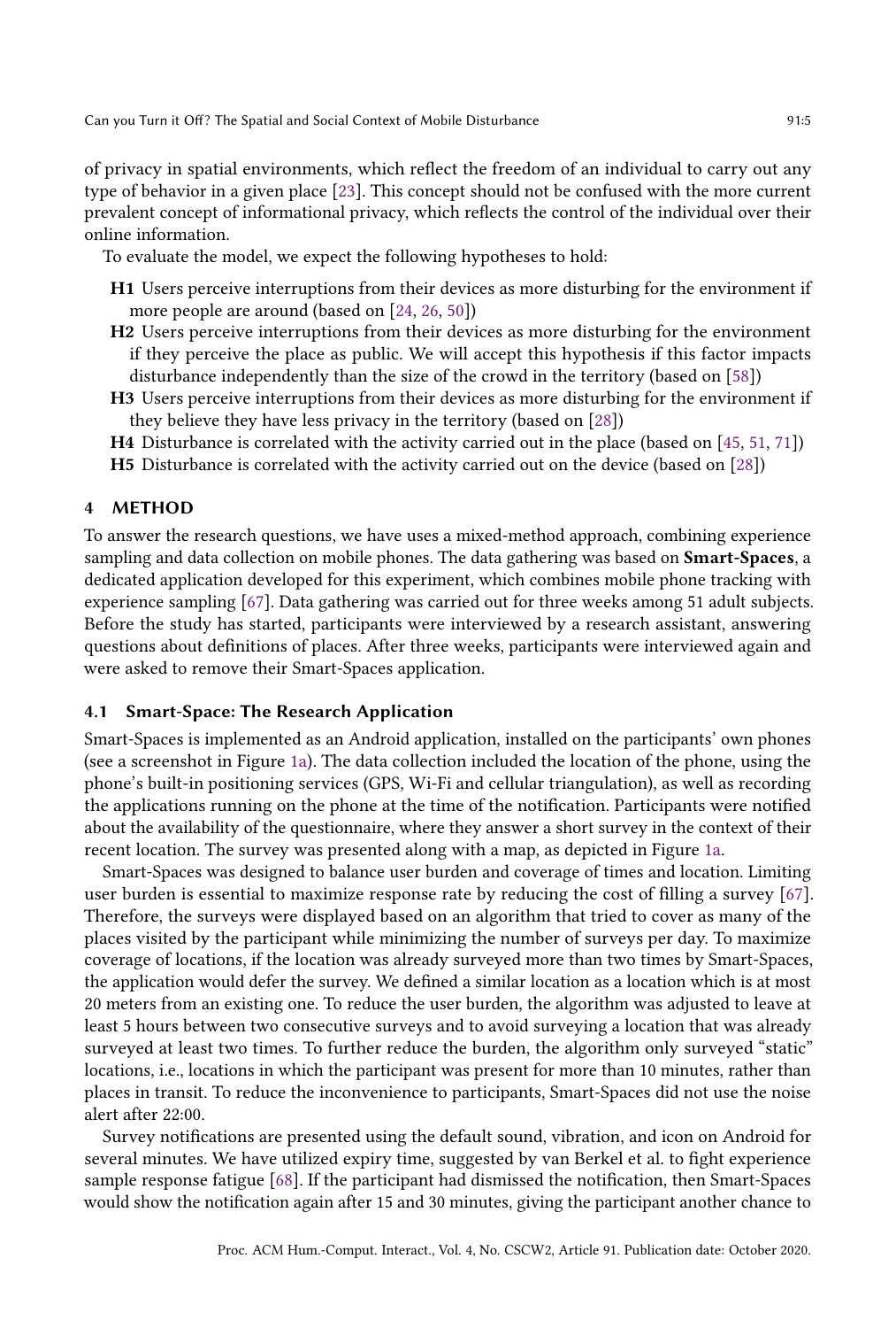of privacy in spatial environments, which reflect the freedom of an individual to carry out any type of behavior in a given place [23]. This concept should not be confused with the more current prevalent concept of informational privacy, which reflects the control of the individual over their online information.

To evaluate the model, we expect the following hypotheses to hold:

- **H1** Users perceive interruptions from their devices as more disturbing for the environment if more people are around (based on [24, 26, 50])
- **H2** Users perceive interruptions from their devices as more disturbing for the environment if they perceive the place as public. We will accept this hypothesis if this factor impacts disturbance independently than the size of the crowd in the territory (based on [58])
- **H3** Users perceive interruptions from their devices as more disturbing for the environment if they believe they have less privacy in the territory (based on [28])
- **H4** Disturbance is correlated with the activity carried out in the place (based on [45, 51, 71])
- **H5** Disturbance is correlated with the activity carried out on the device (based on [28])

## 4 METHOD

To answer the research questions, we have uses a mixed-method approach, combining experience sampling and data collection on mobile phones. The data gathering was based on **Smart-Spaces**, a dedicated application developed for this experiment, which combines mobile phone tracking with experience sampling [67]. Data gathering was carried out for three weeks among 51 adult subjects. Before the study has started, participants were interviewed by a research assistant, answering questions about definitions of places. After three weeks, participants were interviewed again and were asked to remove their Smart-Spaces application.

### 4.1 Smart-Space: The Research Application

Smart-Spaces is implemented as an Android application, installed on the participants' own phones (see a screenshot in Figure 1a). The data collection included the location of the phone, using the phone's built-in positioning services (GPS, Wi-Fi and cellular triangulation), as well as recording the applications running on the phone at the time of the notification. Participants were notified about the availability of the questionnaire, where they answer a short survey in the context of their recent location. The survey was presented along with a map, as depicted in Figure 1a.

Smart-Spaces was designed to balance user burden and coverage of times and location. Limiting user burden is essential to maximize response rate by reducing the cost of filling a survey [67]. Therefore, the surveys were displayed based on an algorithm that tried to cover as many of the places visited by the participant while minimizing the number of surveys per day. To maximize coverage of locations, if the location was already surveyed more than two times by Smart-Spaces, the application would defer the survey. We defined a similar location as a location which is at most 20 meters from an existing one. To reduce the user burden, the algorithm was adjusted to leave at least 5 hours between two consecutive surveys and to avoid surveying a location that was already surveyed at least two times. To further reduce the burden, the algorithm only surveyed "static" locations, i.e., locations in which the participant was present for more than 10 minutes, rather than places in transit. To reduce the inconvenience to participants, Smart-Spaces did not use the noise alert after 22:00.

Survey notifications are presented using the default sound, vibration, and icon on Android for several minutes. We have utilized expiry time, suggested by van Berkel et al. to fight experience sample response fatigue [68]. If the participant had dismissed the notification, then Smart-Spaces would show the notification again after 15 and 30 minutes, giving the participant another chance to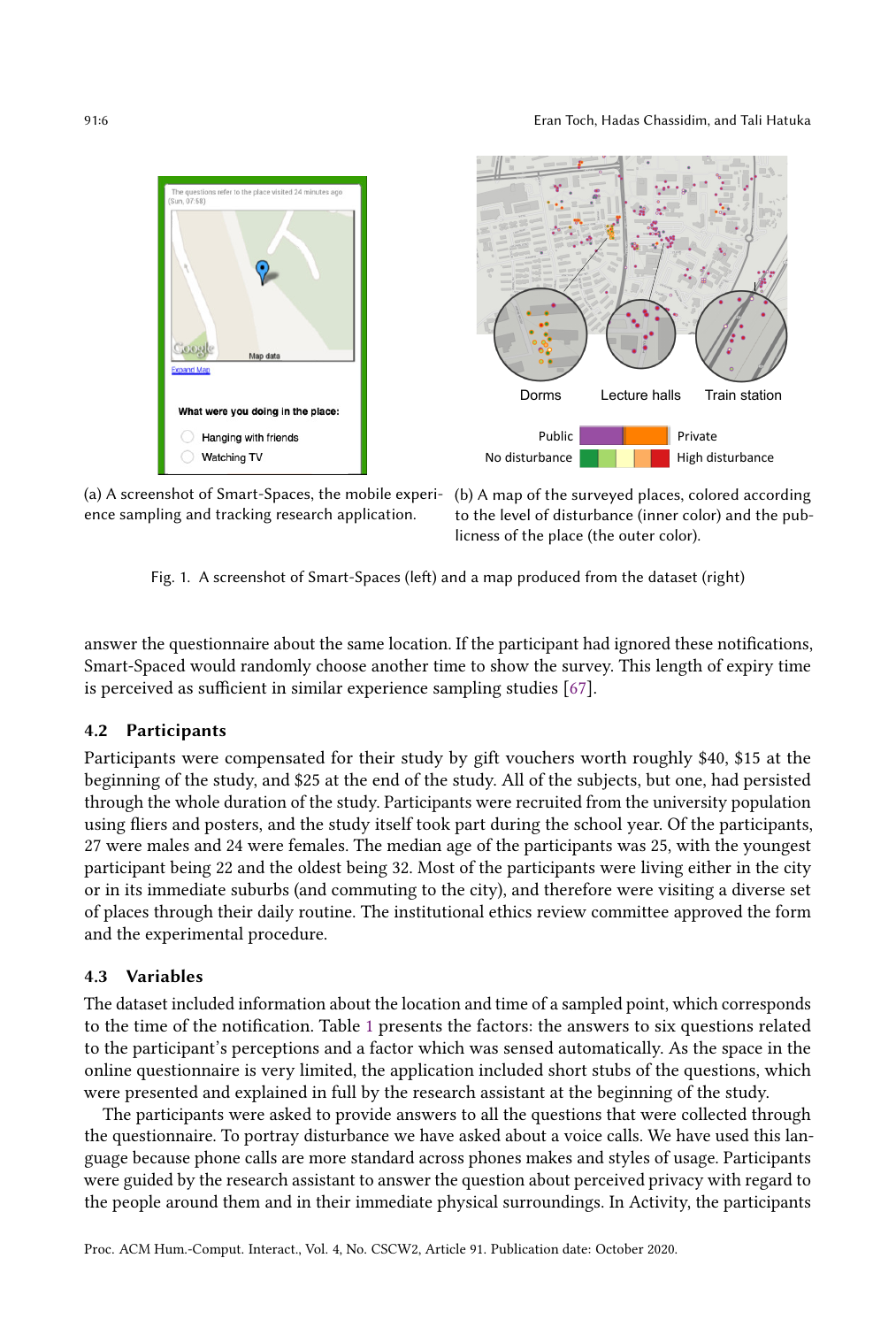(a) A screenshot of Smart-Spaces, the mobile experience sampling and tracking research application.

(b) A map of the surveyed places, colored according to the level of disturbance (inner color) and the publicness of the place (the outer color).

Fig. 1. A screenshot of Smart-Spaces (left) and a map produced from the dataset (right)

answer the questionnaire about the same location. If the participant had ignored these notifications, Smart-Spaced would randomly choose another time to show the survey. This length of expiry time is perceived as sufficient in similar experience sampling studies [67].

## 4.2 Participants

Participants were compensated for their study by gift vouchers worth roughly $40, $15 at the beginning of the study, and $25 at the end of the study. All of the subjects, but one, had persisted through the whole duration of the study. Participants were recruited from the university population using fliers and posters, and the study itself took part during the school year. Of the participants, 27 were males and 24 were females. The median age of the participants was 25, with the youngest participant being 22 and the oldest being 32. Most of the participants were living either in the city or in its immediate suburbs (and commuting to the city), and therefore were visiting a diverse set of places through their daily routine. The institutional ethics review committee approved the form and the experimental procedure.

## 4.3 Variables

The dataset included information about the location and time of a sampled point, which corresponds to the time of the notification. Table 1 presents the factors: the answers to six questions related to the participant's perceptions and a factor which was sensed automatically. As the space in the online questionnaire is very limited, the application included short stubs of the questions, which were presented and explained in full by the research assistant at the beginning of the study.

The participants were asked to provide answers to all the questions that were collected through the questionnaire. To portray disturbance we have asked about a voice calls. We have used this language because phone calls are more standard across phones makes and styles of usage. Participants were guided by the research assistant to answer the question about perceived privacy with regard to the people around them and in their immediate physical surroundings. In Activity, the participants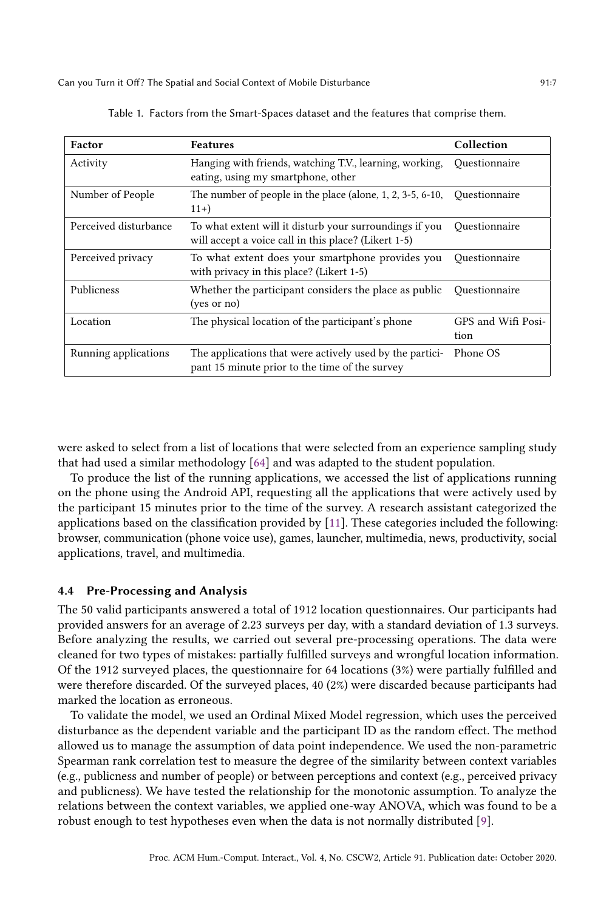Table 1. Factors from the Smart-Spaces dataset and the features that comprise them.

| Factor | Features | Collection |
|---|---|---|
| Activity | Hanging with friends, watching T.V., learning, working, eating, using my smartphone, other | Questionnaire |
| Number of People | The number of people in the place (alone, 1, 2, 3-5, 6-10, 11+) | Questionnaire |
| Perceived disturbance | To what extent will it disturb your surroundings if you will accept a voice call in this place? (Likert 1-5) | Questionnaire |
| Perceived privacy | To what extent does your smartphone provides you with privacy in this place? (Likert 1-5) | Questionnaire |
| Publicness | Whether the participant considers the place as public (yes or no) | Questionnaire |
| Location | The physical location of the participant's phone | GPS and Wifi Position |
| Running applications | The applications that were actively used by the participant 15 minute prior to the time of the survey | Phone OS |

were asked to select from a list of locations that were selected from an experience sampling study that had used a similar methodology [64] and was adapted to the student population.

To produce the list of the running applications, we accessed the list of applications running on the phone using the Android API, requesting all the applications that were actively used by the participant 15 minutes prior to the time of the survey. A research assistant categorized the applications based on the classification provided by [11]. These categories included the following: browser, communication (phone voice use), games, launcher, multimedia, news, productivity, social applications, travel, and multimedia.

### 4.4 Pre-Processing and Analysis

The 50 valid participants answered a total of 1912 location questionnaires. Our participants had provided answers for an average of 2.23 surveys per day, with a standard deviation of 1.3 surveys. Before analyzing the results, we carried out several pre-processing operations. The data were cleaned for two types of mistakes: partially fulfilled surveys and wrongful location information. Of the 1912 surveyed places, the questionnaire for 64 locations (3%) were partially fulfilled and were therefore discarded. Of the surveyed places, 40 (2%) were discarded because participants had marked the location as erroneous.

To validate the model, we used an Ordinal Mixed Model regression, which uses the perceived disturbance as the dependent variable and the participant ID as the random effect. The method allowed us to manage the assumption of data point independence. We used the non-parametric Spearman rank correlation test to measure the degree of the similarity between context variables (e.g., publicness and number of people) or between perceptions and context (e.g., perceived privacy and publicness). We have tested the relationship for the monotonic assumption. To analyze the relations between the context variables, we applied one-way ANOVA, which was found to be a robust enough to test hypotheses even when the data is not normally distributed [9].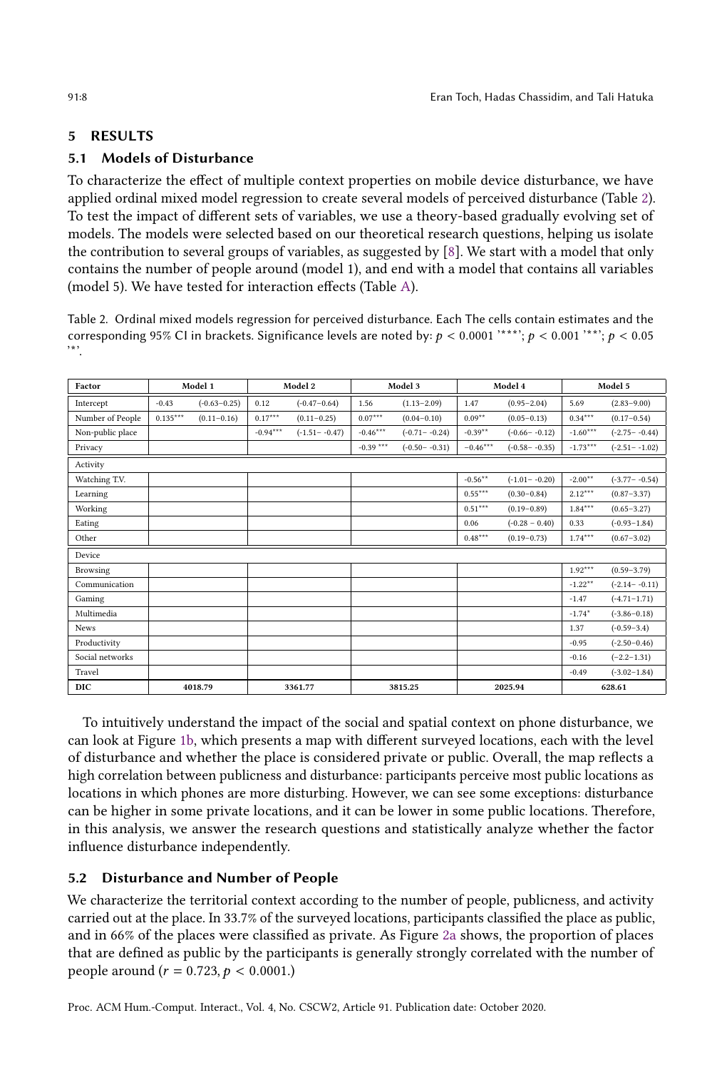## 5 RESULTS

### 5.1 Models of Disturbance

To characterize the effect of multiple context properties on mobile device disturbance, we have applied ordinal mixed model regression to create several models of perceived disturbance (Table 2). To test the impact of different sets of variables, we use a theory-based gradually evolving set of models. The models were selected based on our theoretical research questions, helping us isolate the contribution to several groups of variables, as suggested by [8]. We start with a model that only contains the number of people around (model 1), and end with a model that contains all variables (model 5). We have tested for interaction effects (Table A).

Table 2. Ordinal mixed models regression for perceived disturbance. Each The cells contain estimates and the corresponding 95% CI in brackets. Significance levels are noted by: $p < 0.0001$ '***'; $p < 0.001$ '**'; $p < 0.05$ '*'.

| Factor | Model 1 | | Model 2 | | Model 3 | | Model 4 | | Model 5 | |
|---|---|---|---|---|---|---|---|---|---|---|
| Intercept | -0.43 | (-0.63–0.25) | 0.12 | (-0.47–0.64) | 1.56 | (1.13–2.09) | 1.47 | (0.95–2.04) | 5.69 | (2.83–9.00) |
| Number of People | $0.135^{***}$ | (0.11–0.16) | $0.17^{***}$ | (0.11–0.25) | $0.07^{***}$ | (0.04–0.10) | $0.09^{**}$ | (0.05–0.13) | $0.34^{***}$ | (0.17–0.54) |
| Non-public place | | | $-0.94^{***}$ | (-1.51– -0.47) | $-0.46^{***}$ | (-0.71– -0.24) | $-0.39^{**}$ | (-0.66– -0.12) | $-1.60^{***}$ | (-2.75– -0.44) |
| Privacy | | | | | $-0.39^{***}$ | (-0.50– -0.31) | $-0.46^{***}$ | (-0.58– -0.35) | $-1.73^{***}$ | (-2.51– -1.02) |
| Activity | | | | | | | | | | |
| Watching T.V. | | | | | | | $-0.56^{**}$ | (-1.01– -0.20) | $-2.00^{**}$ | (-3.77– -0.54) |
| Learning | | | | | | | $0.55^{***}$ | (0.30–0.84) | $2.12^{***}$ | (0.87–3.37) |
| Working | | | | | | | $0.51^{***}$ | (0.19–0.89) | $1.84^{***}$ | (0.65–3.27) |
| Eating | | | | | | | 0.06 | (-0.28 – 0.40) | 0.33 | (-0.93–1.84) |
| Other | | | | | | | $0.48^{***}$ | (0.19–0.73) | $1.74^{***}$ | (0.67–3.02) |
| Device | | | | | | | | | | |
| Browsing | | | | | | | | | $1.92^{***}$ | (0.59–3.79) |
| Communication | | | | | | | | | $-1.22^{**}$ | (-2.14– -0.11) |
| Gaming | | | | | | | | | -1.47 | (-4.71–1.71) |
| Multimedia | | | | | | | | | $-1.74^{*}$ | (-3.86–0.18) |
| News | | | | | | | | | 1.37 | (-0.59–3.4) |
| Productivity | | | | | | | | | -0.95 | (-2.50–0.46) |
| Social networks | | | | | | | | | -0.16 | (-2.2–1.31) |
| Travel | | | | | | | | | -0.49 | (-3.02–1.84) |
| **DIC** | 4018.79 | | 3361.77 | | 3815.25 | | 2025.94 | | 628.61 | |

To intuitively understand the impact of the social and spatial context on phone disturbance, we can look at Figure 1b, which presents a map with different surveyed locations, each with the level of disturbance and whether the place is considered private or public. Overall, the map reflects a high correlation between publicness and disturbance: participants perceive most public locations as locations in which phones are more disturbing. However, we can see some exceptions: disturbance can be higher in some private locations, and it can be lower in some public locations. Therefore, in this analysis, we answer the research questions and statistically analyze whether the factor influence disturbance independently.

### 5.2 Disturbance and Number of People

We characterize the territorial context according to the number of people, publicness, and activity carried out at the place. In 33.7% of the surveyed locations, participants classified the place as public, and in 66% of the places were classified as private. As Figure 2a shows, the proportion of places that are defined as public by the participants is generally strongly correlated with the number of people around ($r = 0.723, p < 0.0001$.)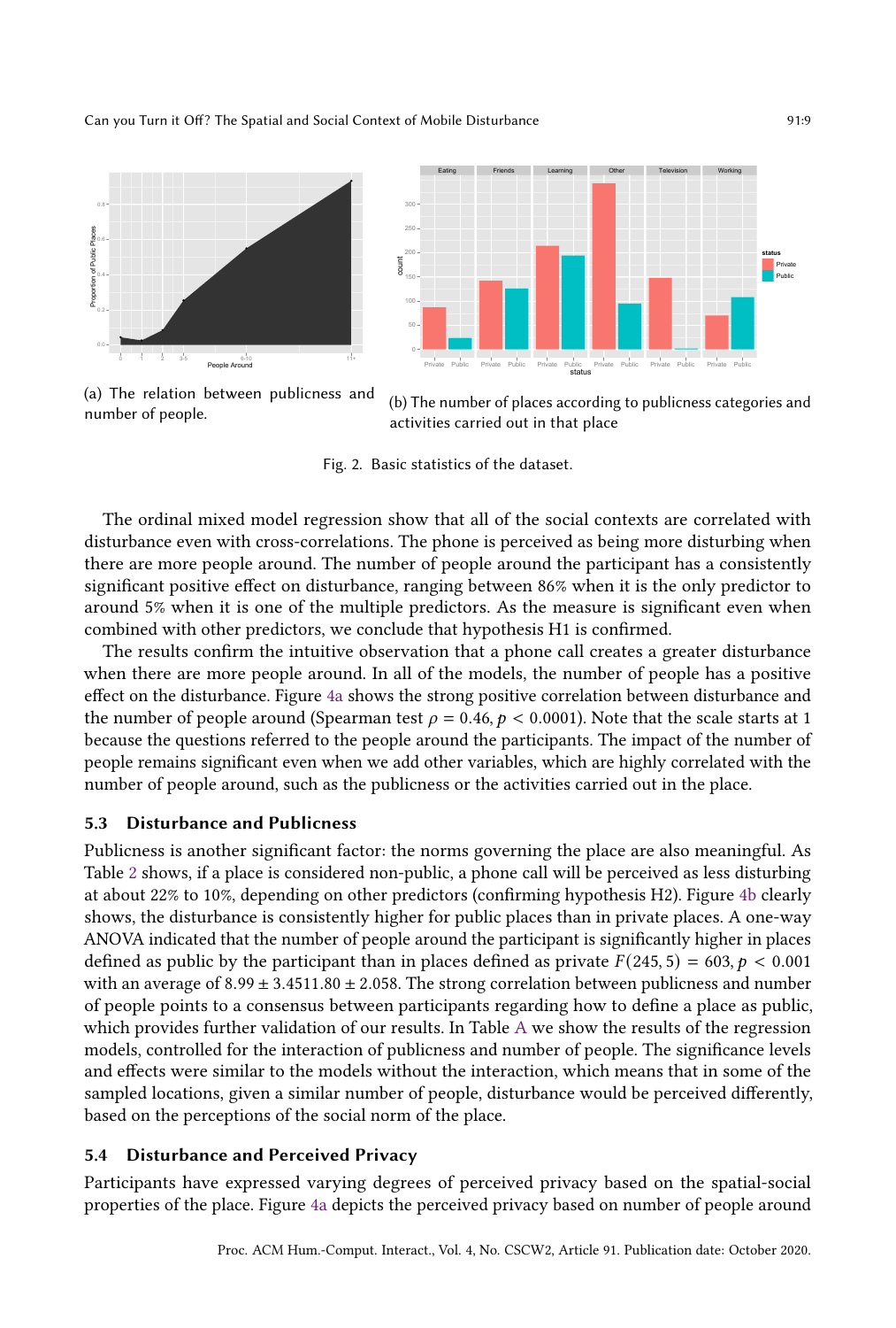(a) The relation between publicness and number of people.

(b) The number of places according to publicness categories and activities carried out in that place

Fig. 2. Basic statistics of the dataset.

The ordinal mixed model regression show that all of the social contexts are correlated with disturbance even with cross-correlations. The phone is perceived as being more disturbing when there are more people around. The number of people around the participant has a consistently significant positive effect on disturbance, ranging between 86% when it is the only predictor to around 5% when it is one of the multiple predictors. As the measure is significant even when combined with other predictors, we conclude that hypothesis H1 is confirmed.

The results confirm the intuitive observation that a phone call creates a greater disturbance when there are more people around. In all of the models, the number of people has a positive effect on the disturbance. Figure 4a shows the strong positive correlation between disturbance and the number of people around (Spearman test $\rho = 0.46, p < 0.0001$). Note that the scale starts at 1 because the questions referred to the people around the participants. The impact of the number of people remains significant even when we add other variables, which are highly correlated with the number of people around, such as the publicness or the activities carried out in the place.

### 5.3 Disturbance and Publicness

Publicness is another significant factor: the norms governing the place are also meaningful. As Table 2 shows, if a place is considered non-public, a phone call will be perceived as less disturbing at about 22% to 10%, depending on other predictors (confirming hypothesis H2). Figure 4b clearly shows, the disturbance is consistently higher for public places than in private places. A one-way ANOVA indicated that the number of people around the participant is significantly higher in places defined as public by the participant than in places defined as private $F(245, 5) = 603, p < 0.001$ with an average of $8.99 \pm 3.4511.80 \pm 2.058$. The strong correlation between publicness and number of people points to a consensus between participants regarding how to define a place as public, which provides further validation of our results. In Table A we show the results of the regression models, controlled for the interaction of publicness and number of people. The significance levels and effects were similar to the models without the interaction, which means that in some of the sampled locations, given a similar number of people, disturbance would be perceived differently, based on the perceptions of the social norm of the place.

### 5.4 Disturbance and Perceived Privacy

Participants have expressed varying degrees of perceived privacy based on the spatial-social properties of the place. Figure 4a depicts the perceived privacy based on number of people around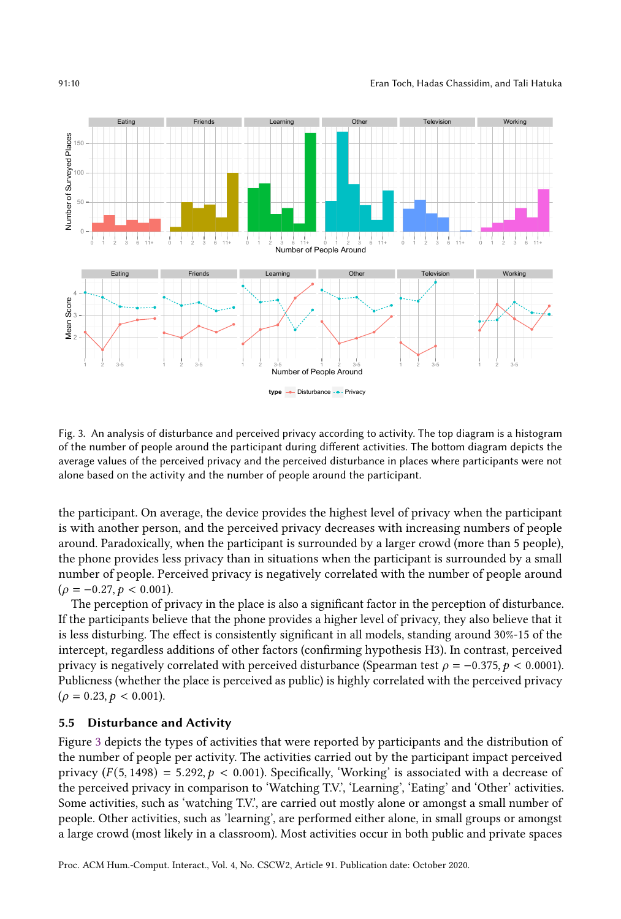Fig. 3. An analysis of disturbance and perceived privacy according to activity. The top diagram is a histogram of the number of people around the participant during different activities. The bottom diagram depicts the average values of the perceived privacy and the perceived disturbance in places where participants were not alone based on the activity and the number of people around the participant.

the participant. On average, the device provides the highest level of privacy when the participant is with another person, and the perceived privacy decreases with increasing numbers of people around. Paradoxically, when the participant is surrounded by a larger crowd (more than 5 people), the phone provides less privacy than in situations when the participant is surrounded by a small number of people. Perceived privacy is negatively correlated with the number of people around ($\rho = -0.27, p < 0.001$).

The perception of privacy in the place is also a significant factor in the perception of disturbance. If the participants believe that the phone provides a higher level of privacy, they also believe that it is less disturbing. The effect is consistently significant in all models, standing around 30%-15 of the intercept, regardless additions of other factors (confirming hypothesis H3). In contrast, perceived privacy is negatively correlated with perceived disturbance (Spearman test $\rho = -0.375, p < 0.0001$). Publicness (whether the place is perceived as public) is highly correlated with the perceived privacy ($\rho = 0.23, p < 0.001$).

### 5.5 Disturbance and Activity

Figure 3 depicts the types of activities that were reported by participants and the distribution of the number of people per activity. The activities carried out by the participant impact perceived privacy ($F(5, 1498) = 5.292, p < 0.001$). Specifically, 'Working' is associated with a decrease of the perceived privacy in comparison to 'Watching T.V.', 'Learning', 'Eating' and 'Other' activities. Some activities, such as 'watching T.V.', are carried out mostly alone or amongst a small number of people. Other activities, such as 'learning', are performed either alone, in small groups or amongst a large crowd (most likely in a classroom). Most activities occur in both public and private spaces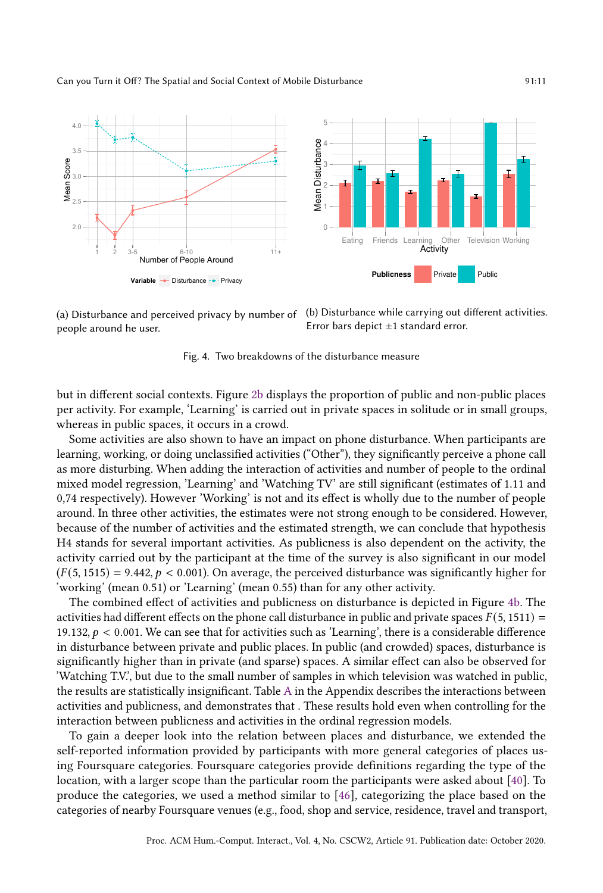(a) Disturbance and perceived privacy by number of people around he user.

(b) Disturbance while carrying out different activities. Error bars depict ±1 standard error.

Fig. 4. Two breakdowns of the disturbance measure

but in different social contexts. Figure 2b displays the proportion of public and non-public places per activity. For example, 'Learning' is carried out in private spaces in solitude or in small groups, whereas in public spaces, it occurs in a crowd.

Some activities are also shown to have an impact on phone disturbance. When participants are learning, working, or doing unclassified activities ("Other"), they significantly perceive a phone call as more disturbing. When adding the interaction of activities and number of people to the ordinal mixed model regression, 'Learning' and 'Watching TV' are still significant (estimates of 1.11 and 0,74 respectively). However 'Working' is not and its effect is wholly due to the number of people around. In three other activities, the estimates were not strong enough to be considered. However, because of the number of activities and the estimated strength, we can conclude that hypothesis H4 stands for several important activities. As publicness is also dependent on the activity, the activity carried out by the participant at the time of the survey is also significant in our model ($F(5, 1515) = 9.442, p < 0.001$). On average, the perceived disturbance was significantly higher for 'working' (mean 0.51) or 'Learning' (mean 0.55) than for any other activity.

The combined effect of activities and publicness on disturbance is depicted in Figure 4b. The activities had different effects on the phone call disturbance in public and private spaces $F(5, 1511) = 19.132, p < 0.001$. We can see that for activities such as 'Learning', there is a considerable difference in disturbance between private and public places. In public (and crowded) spaces, disturbance is significantly higher than in private (and sparse) spaces. A similar effect can also be observed for 'Watching T.V.', but due to the small number of samples in which television was watched in public, the results are statistically insignificant. Table A in the Appendix describes the interactions between activities and publicness, and demonstrates that . These results hold even when controlling for the interaction between publicness and activities in the ordinal regression models.

To gain a deeper look into the relation between places and disturbance, we extended the self-reported information provided by participants with more general categories of places using Foursquare categories. Foursquare categories provide definitions regarding the type of the location, with a larger scope than the particular room the participants were asked about [40]. To produce the categories, we used a method similar to [46], categorizing the place based on the categories of nearby Foursquare venues (e.g., food, shop and service, residence, travel and transport,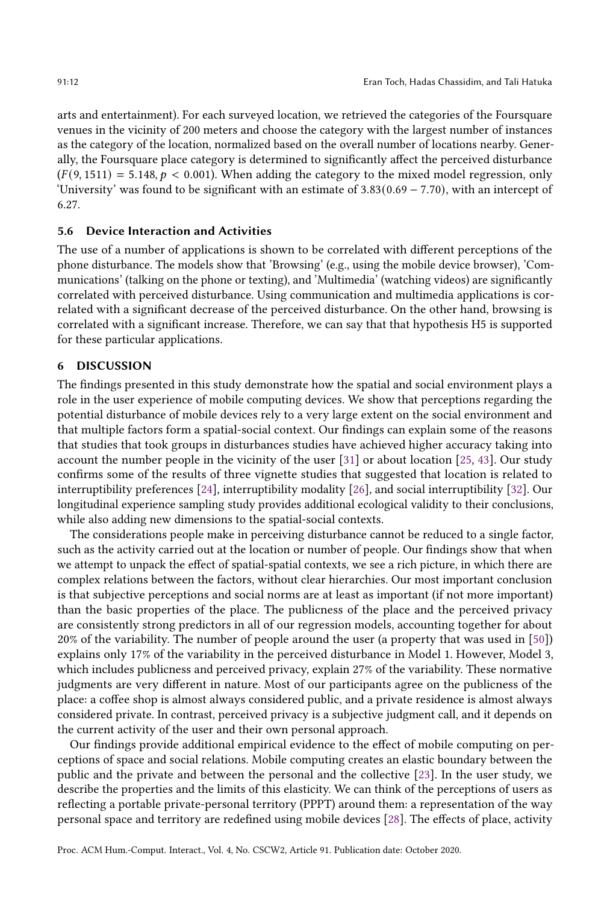arts and entertainment). For each surveyed location, we retrieved the categories of the Foursquare venues in the vicinity of 200 meters and choose the category with the largest number of instances as the category of the location, normalized based on the overall number of locations nearby. Generally, the Foursquare place category is determined to significantly affect the perceived disturbance ($F(9, 1511) = 5.148, p < 0.001$). When adding the category to the mixed model regression, only 'University' was found to be significant with an estimate of $3.83(0.69 - 7.70)$, with an intercept of 6.27.

### 5.6 Device Interaction and Activities

The use of a number of applications is shown to be correlated with different perceptions of the phone disturbance. The models show that 'Browsing' (e.g., using the mobile device browser), 'Communications' (talking on the phone or texting), and 'Multimedia' (watching videos) are significantly correlated with perceived disturbance. Using communication and multimedia applications is correlated with a significant decrease of the perceived disturbance. On the other hand, browsing is correlated with a significant increase. Therefore, we can say that that hypothesis H5 is supported for these particular applications.

## 6 DISCUSSION

The findings presented in this study demonstrate how the spatial and social environment plays a role in the user experience of mobile computing devices. We show that perceptions regarding the potential disturbance of mobile devices rely to a very large extent on the social environment and that multiple factors form a spatial-social context. Our findings can explain some of the reasons that studies that took groups in disturbances studies have achieved higher accuracy taking into account the number people in the vicinity of the user [31] or about location [25, 43]. Our study confirms some of the results of three vignette studies that suggested that location is related to interruptibility preferences [24], interruptibility modality [26], and social interruptibility [32]. Our longitudinal experience sampling study provides additional ecological validity to their conclusions, while also adding new dimensions to the spatial-social contexts.

The considerations people make in perceiving disturbance cannot be reduced to a single factor, such as the activity carried out at the location or number of people. Our findings show that when we attempt to unpack the effect of spatial-spatial contexts, we see a rich picture, in which there are complex relations between the factors, without clear hierarchies. Our most important conclusion is that subjective perceptions and social norms are at least as important (if not more important) than the basic properties of the place. The publicness of the place and the perceived privacy are consistently strong predictors in all of our regression models, accounting together for about 20% of the variability. The number of people around the user (a property that was used in [50]) explains only 17% of the variability in the perceived disturbance in Model 1. However, Model 3, which includes publicness and perceived privacy, explain 27% of the variability. These normative judgments are very different in nature. Most of our participants agree on the publicness of the place: a coffee shop is almost always considered public, and a private residence is almost always considered private. In contrast, perceived privacy is a subjective judgment call, and it depends on the current activity of the user and their own personal approach.

Our findings provide additional empirical evidence to the effect of mobile computing on perceptions of space and social relations. Mobile computing creates an elastic boundary between the public and the private and between the personal and the collective [23]. In the user study, we describe the properties and the limits of this elasticity. We can think of the perceptions of users as reflecting a portable private-personal territory (PPPT) around them: a representation of the way personal space and territory are redefined using mobile devices [28]. The effects of place, activity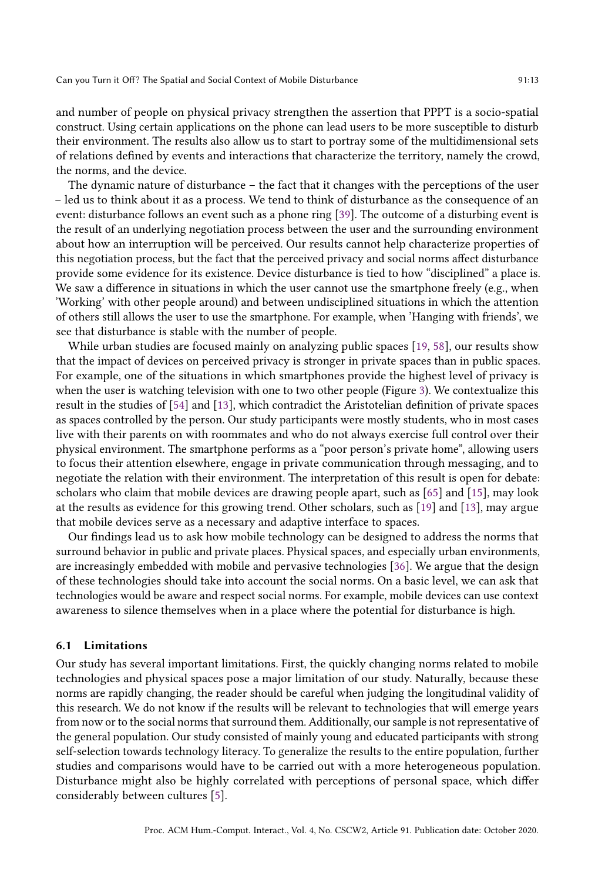and number of people on physical privacy strengthen the assertion that PPPT is a socio-spatial construct. Using certain applications on the phone can lead users to be more susceptible to disturb their environment. The results also allow us to start to portray some of the multidimensional sets of relations defined by events and interactions that characterize the territory, namely the crowd, the norms, and the device.

The dynamic nature of disturbance – the fact that it changes with the perceptions of the user – led us to think about it as a process. We tend to think of disturbance as the consequence of an event: disturbance follows an event such as a phone ring [39]. The outcome of a disturbing event is the result of an underlying negotiation process between the user and the surrounding environment about how an interruption will be perceived. Our results cannot help characterize properties of this negotiation process, but the fact that the perceived privacy and social norms affect disturbance provide some evidence for its existence. Device disturbance is tied to how "disciplined" a place is. We saw a difference in situations in which the user cannot use the smartphone freely (e.g., when 'Working' with other people around) and between undisciplined situations in which the attention of others still allows the user to use the smartphone. For example, when 'Hanging with friends', we see that disturbance is stable with the number of people.

While urban studies are focused mainly on analyzing public spaces [19, 58], our results show that the impact of devices on perceived privacy is stronger in private spaces than in public spaces. For example, one of the situations in which smartphones provide the highest level of privacy is when the user is watching television with one to two other people (Figure 3). We contextualize this result in the studies of [54] and [13], which contradict the Aristotelian definition of private spaces as spaces controlled by the person. Our study participants were mostly students, who in most cases live with their parents on with roommates and who do not always exercise full control over their physical environment. The smartphone performs as a "poor person's private home", allowing users to focus their attention elsewhere, engage in private communication through messaging, and to negotiate the relation with their environment. The interpretation of this result is open for debate: scholars who claim that mobile devices are drawing people apart, such as [65] and [15], may look at the results as evidence for this growing trend. Other scholars, such as [19] and [13], may argue that mobile devices serve as a necessary and adaptive interface to spaces.

Our findings lead us to ask how mobile technology can be designed to address the norms that surround behavior in public and private places. Physical spaces, and especially urban environments, are increasingly embedded with mobile and pervasive technologies [36]. We argue that the design of these technologies should take into account the social norms. On a basic level, we can ask that technologies would be aware and respect social norms. For example, mobile devices can use context awareness to silence themselves when in a place where the potential for disturbance is high.

### 6.1 Limitations

Our study has several important limitations. First, the quickly changing norms related to mobile technologies and physical spaces pose a major limitation of our study. Naturally, because these norms are rapidly changing, the reader should be careful when judging the longitudinal validity of this research. We do not know if the results will be relevant to technologies that will emerge years from now or to the social norms that surround them. Additionally, our sample is not representative of the general population. Our study consisted of mainly young and educated participants with strong self-selection towards technology literacy. To generalize the results to the entire population, further studies and comparisons would have to be carried out with a more heterogeneous population. Disturbance might also be highly correlated with perceptions of personal space, which differ considerably between cultures [5].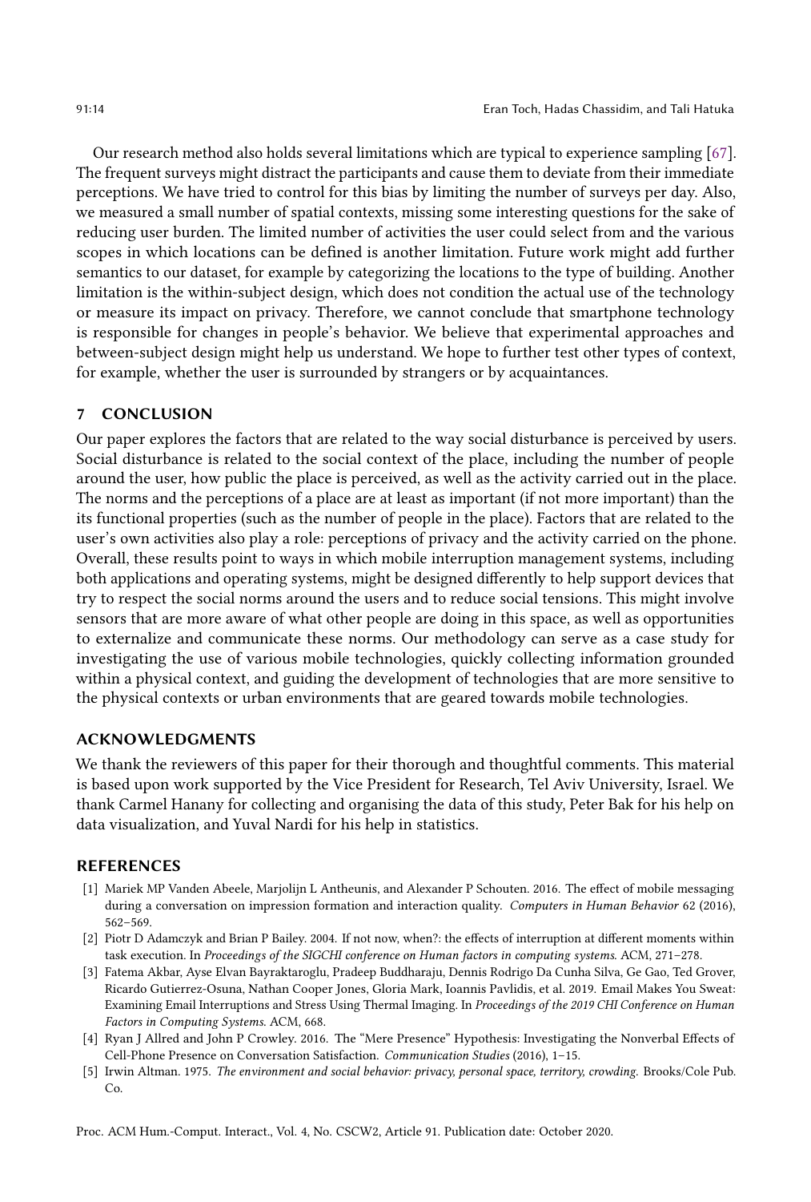Our research method also holds several limitations which are typical to experience sampling [67]. The frequent surveys might distract the participants and cause them to deviate from their immediate perceptions. We have tried to control for this bias by limiting the number of surveys per day. Also, we measured a small number of spatial contexts, missing some interesting questions for the sake of reducing user burden. The limited number of activities the user could select from and the various scopes in which locations can be defined is another limitation. Future work might add further semantics to our dataset, for example by categorizing the locations to the type of building. Another limitation is the within-subject design, which does not condition the actual use of the technology or measure its impact on privacy. Therefore, we cannot conclude that smartphone technology is responsible for changes in people's behavior. We believe that experimental approaches and between-subject design might help us understand. We hope to further test other types of context, for example, whether the user is surrounded by strangers or by acquaintances.

## 7 CONCLUSION

Our paper explores the factors that are related to the way social disturbance is perceived by users. Social disturbance is related to the social context of the place, including the number of people around the user, how public the place is perceived, as well as the activity carried out in the place. The norms and the perceptions of a place are at least as important (if not more important) than the its functional properties (such as the number of people in the place). Factors that are related to the user's own activities also play a role: perceptions of privacy and the activity carried on the phone. Overall, these results point to ways in which mobile interruption management systems, including both applications and operating systems, might be designed differently to help support devices that try to respect the social norms around the users and to reduce social tensions. This might involve sensors that are more aware of what other people are doing in this space, as well as opportunities to externalize and communicate these norms. Our methodology can serve as a case study for investigating the use of various mobile technologies, quickly collecting information grounded within a physical context, and guiding the development of technologies that are more sensitive to the physical contexts or urban environments that are geared towards mobile technologies.

## ACKNOWLEDGMENTS

We thank the reviewers of this paper for their thorough and thoughtful comments. This material is based upon work supported by the Vice President for Research, Tel Aviv University, Israel. We thank Carmel Hanany for collecting and organising the data of this study, Peter Bak for his help on data visualization, and Yuval Nardi for his help in statistics.

## REFERENCES

[1] Mariek MP Vanden Abeele, Marjolijn L Antheunis, and Alexander P Schouten. 2016. The effect of mobile messaging during a conversation on impression formation and interaction quality. *Computers in Human Behavior* 62 (2016), 562–569.

[2] Piotr D Adamczyk and Brian P Bailey. 2004. If not now, when?: the effects of interruption at different moments within task execution. In *Proceedings of the SIGCHI conference on Human factors in computing systems*. ACM, 271–278.

[3] Fatema Akbar, Ayse Elvan Bayraktaroglu, Pradeep Buddharaju, Dennis Rodrigo Da Cunha Silva, Ge Gao, Ted Grover, Ricardo Gutierrez-Osuna, Nathan Cooper Jones, Gloria Mark, Ioannis Pavlidis, et al. 2019. Email Makes You Sweat: Examining Email Interruptions and Stress Using Thermal Imaging. In *Proceedings of the 2019 CHI Conference on Human Factors in Computing Systems*. ACM, 668.

[4] Ryan J Allred and John P Crowley. 2016. The "Mere Presence" Hypothesis: Investigating the Nonverbal Effects of Cell-Phone Presence on Conversation Satisfaction. *Communication Studies* (2016), 1–15.

[5] Irwin Altman. 1975. *The environment and social behavior: privacy, personal space, territory, crowding.* Brooks/Cole Pub. Co.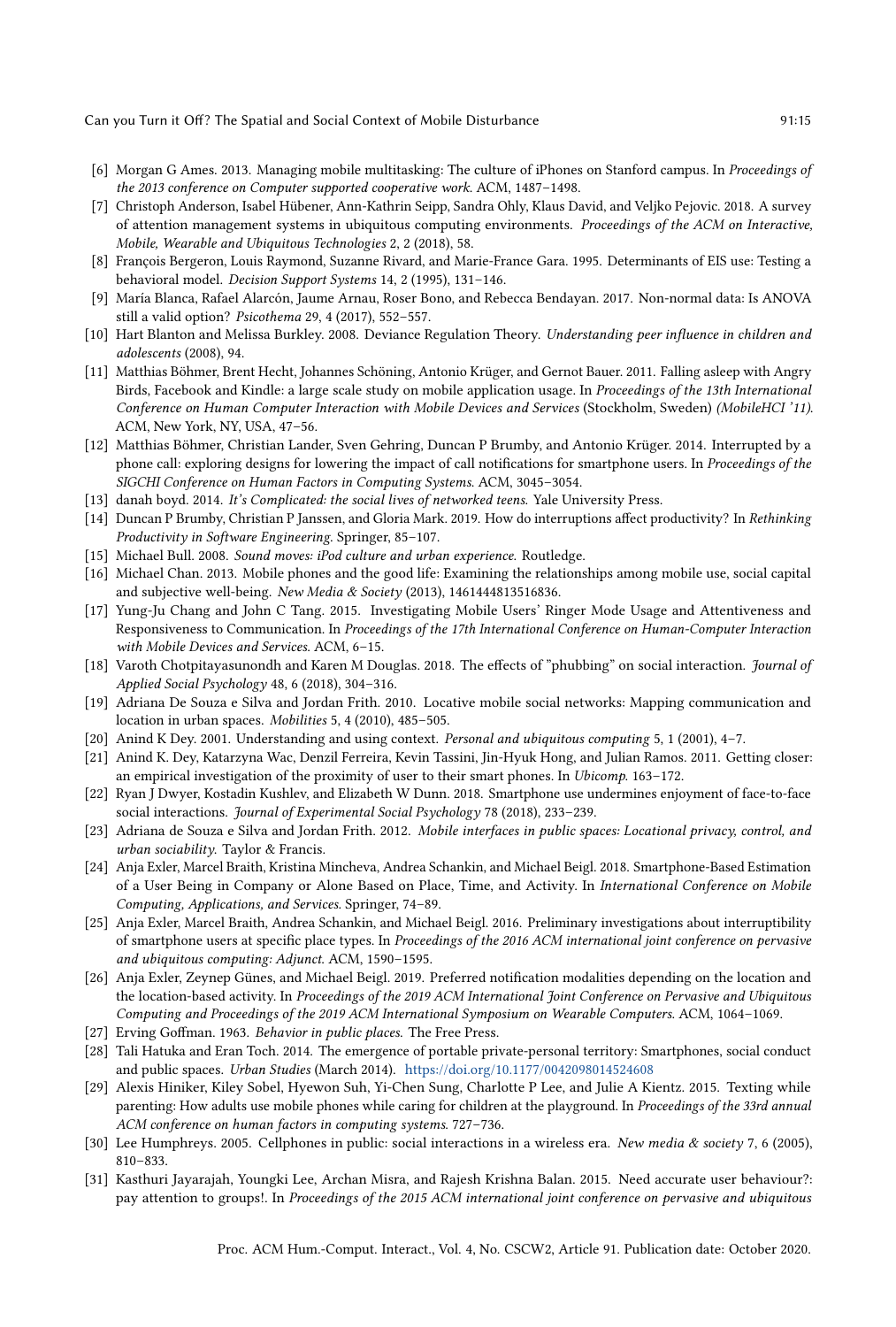[6] Morgan G Ames. 2013. Managing mobile multitasking: The culture of iPhones on Stanford campus. In *Proceedings of the 2013 conference on Computer supported cooperative work*. ACM, 1487–1498.

[7] Christoph Anderson, Isabel Hübener, Ann-Kathrin Seipp, Sandra Ohly, Klaus David, and Veljko Pejovic. 2018. A survey of attention management systems in ubiquitous computing environments. *Proceedings of the ACM on Interactive, Mobile, Wearable and Ubiquitous Technologies* 2, 2 (2018), 58.

[8] François Bergeron, Louis Raymond, Suzanne Rivard, and Marie-France Gara. 1995. Determinants of EIS use: Testing a behavioral model. *Decision Support Systems* 14, 2 (1995), 131–146.

[9] María Blanca, Rafael Alarcón, Jaume Arnau, Roser Bono, and Rebecca Bendayan. 2017. Non-normal data: Is ANOVA still a valid option? *Psicothema* 29, 4 (2017), 552–557.

[10] Hart Blanton and Melissa Burkley. 2008. Deviance Regulation Theory. *Understanding peer influence in children and adolescents* (2008), 94.

[11] Matthias Böhmer, Brent Hecht, Johannes Schöning, Antonio Krüger, and Gernot Bauer. 2011. Falling asleep with Angry Birds, Facebook and Kindle: a large scale study on mobile application usage. In *Proceedings of the 13th International Conference on Human Computer Interaction with Mobile Devices and Services* (Stockholm, Sweden) *(MobileHCI '11)*. ACM, New York, NY, USA, 47–56.

[12] Matthias Böhmer, Christian Lander, Sven Gehring, Duncan P Brumby, and Antonio Krüger. 2014. Interrupted by a phone call: exploring designs for lowering the impact of call notifications for smartphone users. In *Proceedings of the SIGCHI Conference on Human Factors in Computing Systems*. ACM, 3045–3054.

[13] danah boyd. 2014. *It's Complicated: the social lives of networked teens.* Yale University Press.

[14] Duncan P Brumby, Christian P Janssen, and Gloria Mark. 2019. How do interruptions affect productivity? In *Rethinking Productivity in Software Engineering*. Springer, 85–107.

[15] Michael Bull. 2008. *Sound moves: iPod culture and urban experience.* Routledge.

[16] Michael Chan. 2013. Mobile phones and the good life: Examining the relationships among mobile use, social capital and subjective well-being. *New Media & Society* (2013), 1461444813516836.

[17] Yung-Ju Chang and John C Tang. 2015. Investigating Mobile Users' Ringer Mode Usage and Attentiveness and Responsiveness to Communication. In *Proceedings of the 17th International Conference on Human-Computer Interaction with Mobile Devices and Services*. ACM, 6–15.

[18] Varoth Chotpitayasunondh and Karen M Douglas. 2018. The effects of "phubbing" on social interaction. *Journal of Applied Social Psychology* 48, 6 (2018), 304–316.

[19] Adriana De Souza e Silva and Jordan Frith. 2010. Locative mobile social networks: Mapping communication and location in urban spaces. *Mobilities* 5, 4 (2010), 485–505.

[20] Anind K Dey. 2001. Understanding and using context. *Personal and ubiquitous computing* 5, 1 (2001), 4–7.

[21] Anind K. Dey, Katarzyna Wac, Denzil Ferreira, Kevin Tassini, Jin-Hyuk Hong, and Julian Ramos. 2011. Getting closer: an empirical investigation of the proximity of user to their smart phones. In *Ubicomp*. 163–172.

[22] Ryan J Dwyer, Kostadin Kushlev, and Elizabeth W Dunn. 2018. Smartphone use undermines enjoyment of face-to-face social interactions. *Journal of Experimental Social Psychology* 78 (2018), 233–239.

[23] Adriana de Souza e Silva and Jordan Frith. 2012. *Mobile interfaces in public spaces: Locational privacy, control, and urban sociability.* Taylor & Francis.

[24] Anja Exler, Marcel Braith, Kristina Mincheva, Andrea Schankin, and Michael Beigl. 2018. Smartphone-Based Estimation of a User Being in Company or Alone Based on Place, Time, and Activity. In *International Conference on Mobile Computing, Applications, and Services*. Springer, 74–89.

[25] Anja Exler, Marcel Braith, Andrea Schankin, and Michael Beigl. 2016. Preliminary investigations about interruptibility of smartphone users at specific place types. In *Proceedings of the 2016 ACM international joint conference on pervasive and ubiquitous computing: Adjunct*. ACM, 1590–1595.

[26] Anja Exler, Zeynep Günes, and Michael Beigl. 2019. Preferred notification modalities depending on the location and the location-based activity. In *Proceedings of the 2019 ACM International Joint Conference on Pervasive and Ubiquitous Computing and Proceedings of the 2019 ACM International Symposium on Wearable Computers*. ACM, 1064–1069.

[27] Erving Goffman. 1963. *Behavior in public places.* The Free Press.

[28] Tali Hatuka and Eran Toch. 2014. The emergence of portable private-personal territory: Smartphones, social conduct and public spaces. *Urban Studies* (March 2014). https://doi.org/10.1177/0042098014524608

[29] Alexis Hiniker, Kiley Sobel, Hyewon Suh, Yi-Chen Sung, Charlotte P Lee, and Julie A Kientz. 2015. Texting while parenting: How adults use mobile phones while caring for children at the playground. In *Proceedings of the 33rd annual ACM conference on human factors in computing systems*. 727–736.

[30] Lee Humphreys. 2005. Cellphones in public: social interactions in a wireless era. *New media & society* 7, 6 (2005), 810–833.

[31] Kasthuri Jayarajah, Youngki Lee, Archan Misra, and Rajesh Krishna Balan. 2015. Need accurate user behaviour?: pay attention to groups!. In *Proceedings of the 2015 ACM international joint conference on pervasive and ubiquitous*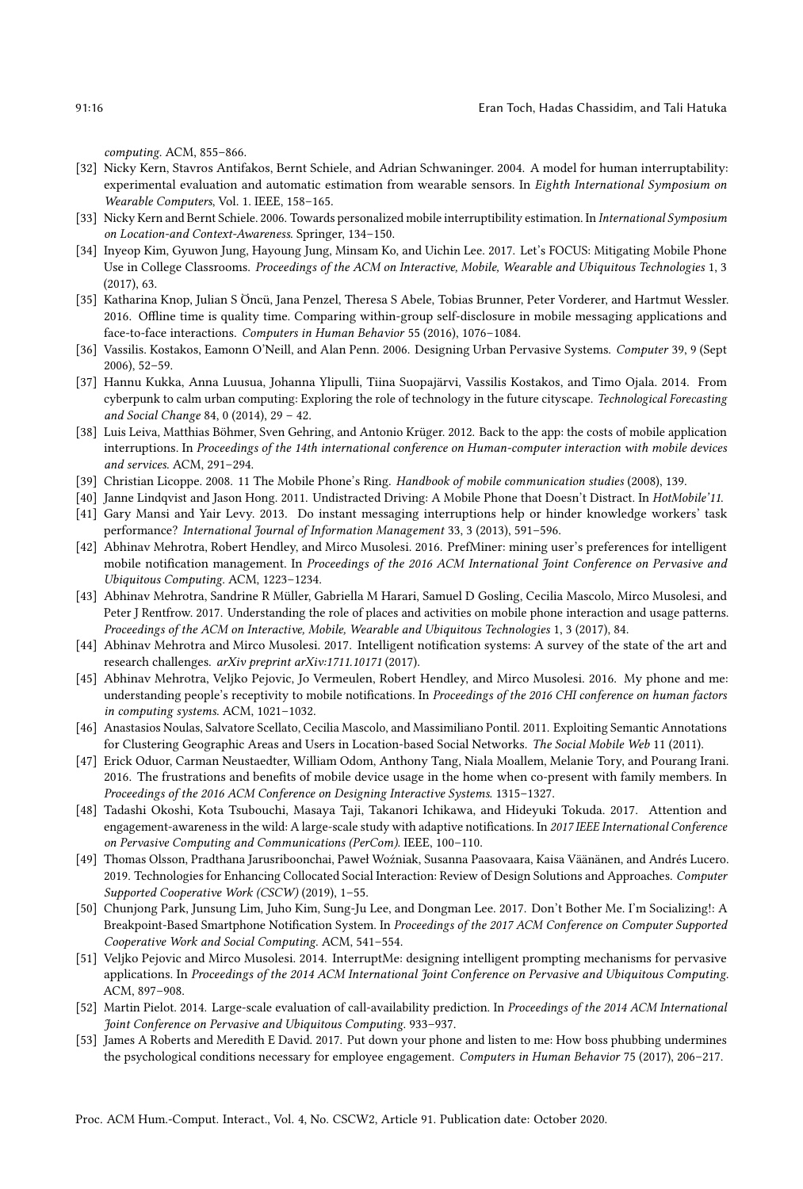*computing*. ACM, 855–866.

[32] Nicky Kern, Stavros Antifakos, Bernt Schiele, and Adrian Schwaninger. 2004. A model for human interruptability: experimental evaluation and automatic estimation from wearable sensors. In *Eighth International Symposium on Wearable Computers*, Vol. 1. IEEE, 158–165.

[33] Nicky Kern and Bernt Schiele. 2006. Towards personalized mobile interruptibility estimation. In *International Symposium on Location-and Context-Awareness*. Springer, 134–150.

[34] Inyeop Kim, Gyuwon Jung, Hayoung Jung, Minsam Ko, and Uichin Lee. 2017. Let's FOCUS: Mitigating Mobile Phone Use in College Classrooms. *Proceedings of the ACM on Interactive, Mobile, Wearable and Ubiquitous Technologies* 1, 3 (2017), 63.

[35] Katharina Knop, Julian S Öncü, Jana Penzel, Theresa S Abele, Tobias Brunner, Peter Vorderer, and Hartmut Wessler. 2016. Offline time is quality time. Comparing within-group self-disclosure in mobile messaging applications and face-to-face interactions. *Computers in Human Behavior* 55 (2016), 1076–1084.

[36] Vassilis. Kostakos, Eamonn O'Neill, and Alan Penn. 2006. Designing Urban Pervasive Systems. *Computer* 39, 9 (Sept 2006), 52–59.

[37] Hannu Kukka, Anna Luusua, Johanna Ylipulli, Tiina Suopajärvi, Vassilis Kostakos, and Timo Ojala. 2014. From cyberpunk to calm urban computing: Exploring the role of technology in the future cityscape. *Technological Forecasting and Social Change* 84, 0 (2014), 29 – 42.

[38] Luis Leiva, Matthias Böhmer, Sven Gehring, and Antonio Krüger. 2012. Back to the app: the costs of mobile application interruptions. In *Proceedings of the 14th international conference on Human-computer interaction with mobile devices and services*. ACM, 291–294.

[39] Christian Licoppe. 2008. 11 The Mobile Phone's Ring. *Handbook of mobile communication studies* (2008), 139.

[40] Janne Lindqvist and Jason Hong. 2011. Undistracted Driving: A Mobile Phone that Doesn't Distract. In *HotMobile'11*.

[41] Gary Mansi and Yair Levy. 2013. Do instant messaging interruptions help or hinder knowledge workers' task performance? *International Journal of Information Management* 33, 3 (2013), 591–596.

[42] Abhinav Mehrotra, Robert Hendley, and Mirco Musolesi. 2016. PrefMiner: mining user's preferences for intelligent mobile notification management. In *Proceedings of the 2016 ACM International Joint Conference on Pervasive and Ubiquitous Computing*. ACM, 1223–1234.

[43] Abhinav Mehrotra, Sandrine R Müller, Gabriella M Harari, Samuel D Gosling, Cecilia Mascolo, Mirco Musolesi, and Peter J Rentfrow. 2017. Understanding the role of places and activities on mobile phone interaction and usage patterns. *Proceedings of the ACM on Interactive, Mobile, Wearable and Ubiquitous Technologies* 1, 3 (2017), 84.

[44] Abhinav Mehrotra and Mirco Musolesi. 2017. Intelligent notification systems: A survey of the state of the art and research challenges. *arXiv preprint arXiv:1711.10171* (2017).

[45] Abhinav Mehrotra, Veljko Pejovic, Jo Vermeulen, Robert Hendley, and Mirco Musolesi. 2016. My phone and me: understanding people's receptivity to mobile notifications. In *Proceedings of the 2016 CHI conference on human factors in computing systems*. ACM, 1021–1032.

[46] Anastasios Noulas, Salvatore Scellato, Cecilia Mascolo, and Massimiliano Pontil. 2011. Exploiting Semantic Annotations for Clustering Geographic Areas and Users in Location-based Social Networks. *The Social Mobile Web* 11 (2011).

[47] Erick Oduor, Carman Neustaedter, William Odom, Anthony Tang, Niala Moallem, Melanie Tory, and Pourang Irani. 2016. The frustrations and benefits of mobile device usage in the home when co-present with family members. In *Proceedings of the 2016 ACM Conference on Designing Interactive Systems*. 1315–1327.

[48] Tadashi Okoshi, Kota Tsubouchi, Masaya Taji, Takanori Ichikawa, and Hideyuki Tokuda. 2017. Attention and engagement-awareness in the wild: A large-scale study with adaptive notifications. In *2017 IEEE International Conference on Pervasive Computing and Communications (PerCom)*. IEEE, 100–110.

[49] Thomas Olsson, Pradthana Jarusriboonchai, Paweł Woźniak, Susanna Paasovaara, Kaisa Väänänen, and Andrés Lucero. 2019. Technologies for Enhancing Collocated Social Interaction: Review of Design Solutions and Approaches. *Computer Supported Cooperative Work (CSCW)* (2019), 1–55.

[50] Chunjong Park, Junsung Lim, Juho Kim, Sung-Ju Lee, and Dongman Lee. 2017. Don't Bother Me. I'm Socializing!: A Breakpoint-Based Smartphone Notification System. In *Proceedings of the 2017 ACM Conference on Computer Supported Cooperative Work and Social Computing*. ACM, 541–554.

[51] Veljko Pejovic and Mirco Musolesi. 2014. InterruptMe: designing intelligent prompting mechanisms for pervasive applications. In *Proceedings of the 2014 ACM International Joint Conference on Pervasive and Ubiquitous Computing*. ACM, 897–908.

[52] Martin Pielot. 2014. Large-scale evaluation of call-availability prediction. In *Proceedings of the 2014 ACM International Joint Conference on Pervasive and Ubiquitous Computing*. 933–937.

[53] James A Roberts and Meredith E David. 2017. Put down your phone and listen to me: How boss phubbing undermines the psychological conditions necessary for employee engagement. *Computers in Human Behavior* 75 (2017), 206–217.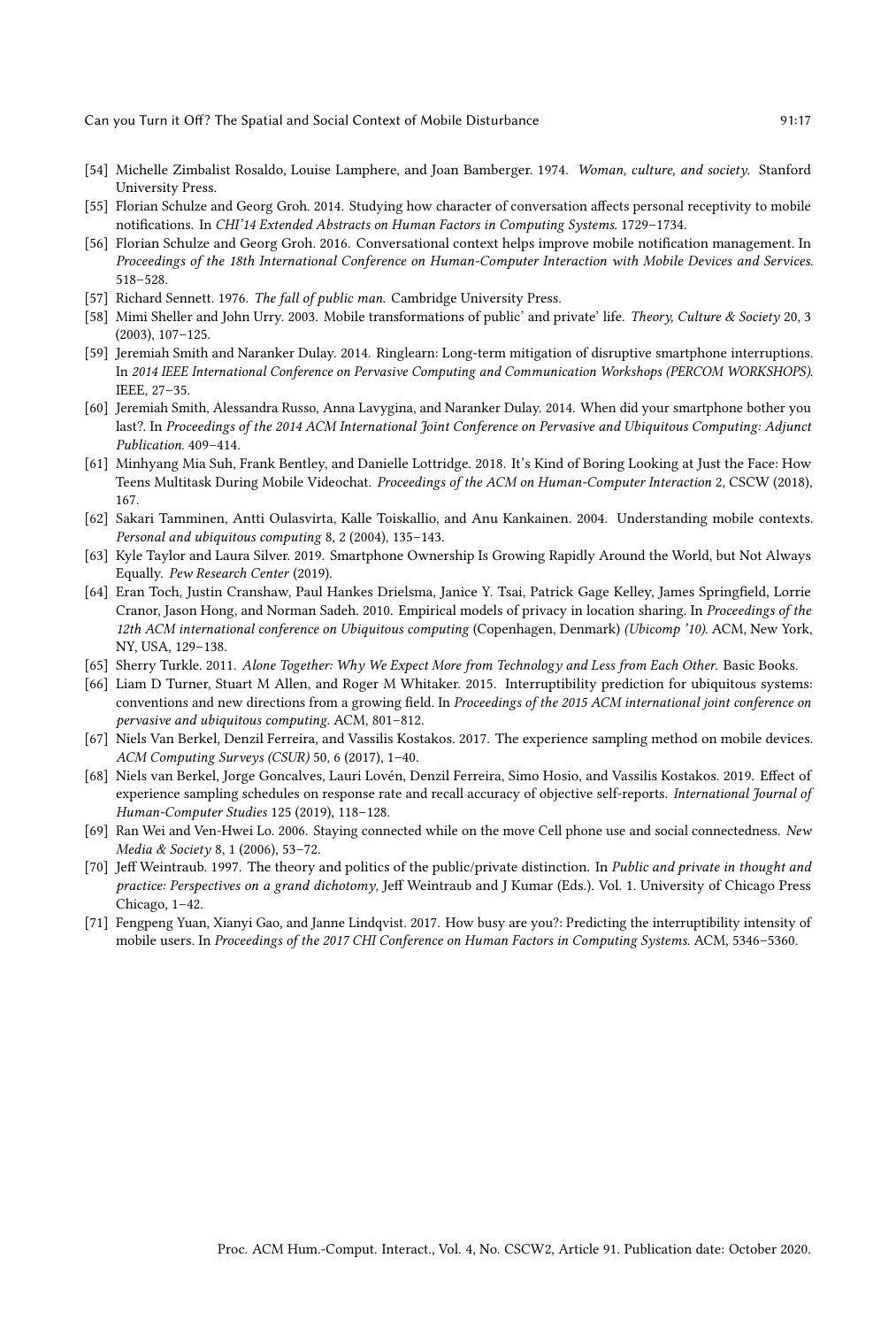- [54] Michelle Zimbalist Rosaldo, Louise Lamphere, and Joan Bamberger. 1974. *Woman, culture, and society*. Stanford University Press.
- [55] Florian Schulze and Georg Groh. 2014. Studying how character of conversation affects personal receptivity to mobile notifications. In *CHI'14 Extended Abstracts on Human Factors in Computing Systems*. 1729–1734.
- [56] Florian Schulze and Georg Groh. 2016. Conversational context helps improve mobile notification management. In *Proceedings of the 18th International Conference on Human-Computer Interaction with Mobile Devices and Services*. 518–528.
- [57] Richard Sennett. 1976. *The fall of public man*. Cambridge University Press.
- [58] Mimi Sheller and John Urry. 2003. Mobile transformations of public' and private' life. *Theory, Culture & Society* 20, 3 (2003), 107–125.
- [59] Jeremiah Smith and Naranker Dulay. 2014. Ringlearn: Long-term mitigation of disruptive smartphone interruptions. In *2014 IEEE International Conference on Pervasive Computing and Communication Workshops (PERCOM WORKSHOPS)*. IEEE, 27–35.
- [60] Jeremiah Smith, Alessandra Russo, Anna Lavygina, and Naranker Dulay. 2014. When did your smartphone bother you last?. In *Proceedings of the 2014 ACM International Joint Conference on Pervasive and Ubiquitous Computing: Adjunct Publication*. 409–414.
- [61] Minhyang Mia Suh, Frank Bentley, and Danielle Lottridge. 2018. It's Kind of Boring Looking at Just the Face: How Teens Multitask During Mobile Videochat. *Proceedings of the ACM on Human-Computer Interaction* 2, CSCW (2018), 167.
- [62] Sakari Tamminen, Antti Oulasvirta, Kalle Toiskallio, and Anu Kankainen. 2004. Understanding mobile contexts. *Personal and ubiquitous computing* 8, 2 (2004), 135–143.
- [63] Kyle Taylor and Laura Silver. 2019. Smartphone Ownership Is Growing Rapidly Around the World, but Not Always Equally. *Pew Research Center* (2019).
- [64] Eran Toch, Justin Cranshaw, Paul Hankes Drielsma, Janice Y. Tsai, Patrick Gage Kelley, James Springfield, Lorrie Cranor, Jason Hong, and Norman Sadeh. 2010. Empirical models of privacy in location sharing. In *Proceedings of the 12th ACM international conference on Ubiquitous computing* (Copenhagen, Denmark) *(Ubicomp '10)*. ACM, New York, NY, USA, 129–138.
- [65] Sherry Turkle. 2011. *Alone Together: Why We Expect More from Technology and Less from Each Other*. Basic Books.
- [66] Liam D Turner, Stuart M Allen, and Roger M Whitaker. 2015. Interruptibility prediction for ubiquitous systems: conventions and new directions from a growing field. In *Proceedings of the 2015 ACM international joint conference on pervasive and ubiquitous computing*. ACM, 801–812.
- [67] Niels Van Berkel, Denzil Ferreira, and Vassilis Kostakos. 2017. The experience sampling method on mobile devices. *ACM Computing Surveys (CSUR)* 50, 6 (2017), 1–40.
- [68] Niels van Berkel, Jorge Goncalves, Lauri Lovén, Denzil Ferreira, Simo Hosio, and Vassilis Kostakos. 2019. Effect of experience sampling schedules on response rate and recall accuracy of objective self-reports. *International Journal of Human-Computer Studies* 125 (2019), 118–128.
- [69] Ran Wei and Ven-Hwei Lo. 2006. Staying connected while on the move Cell phone use and social connectedness. *New Media & Society* 8, 1 (2006), 53–72.
- [70] Jeff Weintraub. 1997. The theory and politics of the public/private distinction. In *Public and private in thought and practice: Perspectives on a grand dichotomy*, Jeff Weintraub and J Kumar (Eds.). Vol. 1. University of Chicago Press Chicago, 1–42.
- [71] Fengpeng Yuan, Xianyi Gao, and Janne Lindqvist. 2017. How busy are you?: Predicting the interruptibility intensity of mobile users. In *Proceedings of the 2017 CHI Conference on Human Factors in Computing Systems*. ACM, 5346–5360.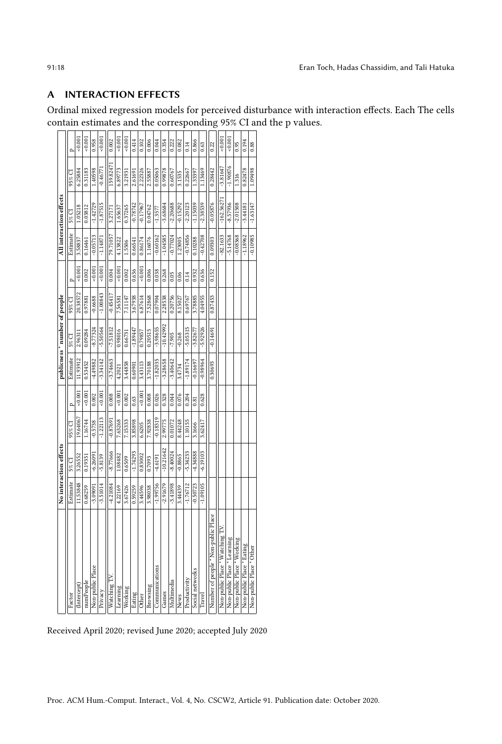## A INTERACTION EFFECTS

Ordinal mixed regression models for perceived disturbance with interaction effects. Each The cells contain estimates and the corresponding 95% CI and the p values.

| | No interaction effects | | | | publicness * number of people | | | | All interaction effects | | | |
|---|---|---|---|---|---|---|---|---|---|---|---|---|
| Factor | Estimate | 5% CI | 95% CI | p | Estimate | 5% CI | 95% CI | p | Estimate | 5% CI | 95% CI | p |
| (Intercept) | 11.53848 | 3.26552 | 19.64067 | <0.001 | 11.93912 | 2.96311 | 20.38572 | <0.001 | 3.58837 | 1.05218 | 6.25884 | <0.001 |
| numPeople | 0.68259 | 0.19351 | 1.16744 | <0.001 | 0.53452 | 0.09284 | 0.97881 | 0.002 | 0.16461 | 0.03812 | 0.31183 | <0.001 |
| Non-public Place | -3.09091 | -6.26091 | -0.5738 | 0.002 | -4.49882 | -8.77324 | -0.6688 | <0.001 | -0.05713 | -1.42729 | 1.40598 | 0.958 |
| Privacy | -3.51014 | -5.8139 | -1.22113 | <0.001 | -3.34142 | -5.50564 | -1.00843 | <0.001 | -1.14871 | -1.87515 | -0.46771 | <0.001 |
| Watching T.V. | -4.21084 | -8.77666 | -0.87691 | 0.008 | -3.74663 | -7.51812 | -0.45417 | 0.004 | 79.71057 | 3.27171 | 159.82471 | 0.002 |
| Learning | 4.22169 | 1.08482 | 7.63268 | <0.001 | 4.2021 | 0.98016 | 7.56581 | <0.001 | 4.13822 | 1.65637 | 6.89773 | <0.001 |
| Working | 3.67426 | 0.6509 | 7.15333 | 0.002 | 3.44858 | 0.66731 | 7.11147 | 0.002 | 1.5506 | 0.37265 | 3.21931 | <0.001 |
| Eating | 0.59259 | -1.74293 | 3.85898 | 0.63 | 0.60901 | -1.89447 | 3.67938 | 0.636 | 0.66541 | -0.78742 | 2.61691 | 0.414 |
| Other | 3.44596 | 0.83002 | 6.6205 | <0.001 | 3.43113 | 0.79857 | 6.87614 | <0.001 | 0.86174 | -0.17967 | 2.22326 | 0.102 |
| Browsing | 3.98038 | 0.7093 | 7.92838 | 0.008 | 3.70188 | 0.20515 | 7.52868 | 0.006 | 1.16076 | 0.04762 | 2.55887 | 0.006 |
| Communications | -1.99756 | -4.6191 | -0.18319 | 0.026 | -1.82035 | -3.98655 | 0.07904 | 0.038 | -0.60162 | -1.3577 | 0.05063 | 0.044 |
| Games | -2.91679 | -10.21642 | 2.99775 | 0.328 | -3.28658 | -10.42992 | 2.28538 | 0.268 | -1.04585 | -3.68684 | 0.99878 | 0.354 |
| Multimedia | -3.41898 | -8.40024 | 0.01072 | 0.044 | -3.40642 | -7.905 | 0.20756 | 0.05 | -0.77024 | -2.20688 | 0.60767 | 0.222 |
| News | 3.44439 | -0.8865 | 8.44248 | 0.076 | 3.4734 | -0.268 | 8.15027 | 0.06 | 1.23005 | -0.15292 | 3.1535 | 0.082 |
| Productivity | -1.76712 | -5.34233 | 1.10155 | 0.204 | -1.89174 | -5.05315 | 0.69767 | 0.14 | -0.74856 | -2.20123 | 0.22667 | 0.14 |
| Social networks | -0.50723 | -4.34888 | 3.1666 | 0.81 | -0.16697 | -3.82677 | 3.78885 | 0.932 | 0.10288 | -1.15039 | 1.33397 | 0.866 |
| Travel | -1.09105 | -6.19103 | 3.62417 | 0.628 | -0.98964 | -5.92926 | 4.04955 | 0.636 | -0.42708 | -2.38539 | 1.13469 | 0.63 |
| Number of people * Non-public Place | | | | | 0.30693 | -0.14691 | 0.87453 | 0.152 | 0.09303 | -0.05876 | 0.28442 | 0.22 |
| Non-public Place * Watching T.V. | | | | | | | | | -82.1633 | -162.56271 | -3.81647 | <0.001 |
| Non-public Place * Learning | | | | | | | | | -5.14768 | -8.57936 | -1.90876 | <0.001 |
| Non-public Place * Working | | | | | | | | | -0.08368 | -2.01508 | 1.316 | 0.95 |
| Non-public Place * Eating | | | | | | | | | -1.18962 | -3.44181 | 0.82478 | 0.194 |
| Non-public Place * Other | | | | | | | | | -0.10985 | -1.63147 | 1.09498 | 0.88 |

Received April 2020; revised June 2020; accepted July 2020